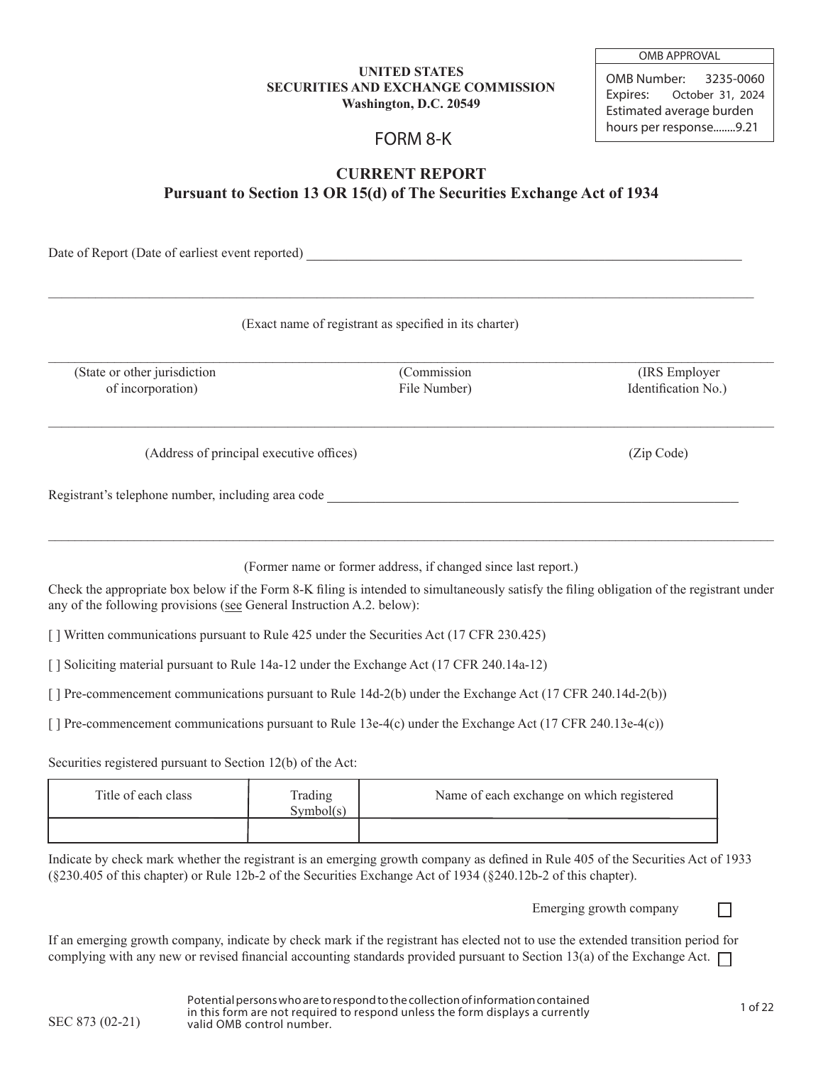**UNITED STATES**
**SECURITIES AND EXCHANGE COMMISSION**
**Washington, D.C. 20549**

| OMB APPROVAL |
|---|
| OMB Number: 3235-0060 |
| Expires: October 31, 2024 |
| Estimated average burden hours per response........9.21 |

# FORM 8-K

## CURRENT REPORT
### Pursuant to Section 13 OR 15(d) of The Securities Exchange Act of 1934

Date of Report (Date of earliest event reported) ________________________________

________________________________________________

(Exact name of registrant as specified in its charter)

________________________________________________

| (State or other jurisdiction of incorporation) | (Commission File Number) | (IRS Employer Identification No.) |
|---|---|---|

________________________________________________

| (Address of principal executive offices) | (Zip Code) |
|---|---|

Registrant's telephone number, including area code ________________________________

________________________________________________

(Former name or former address, if changed since last report.)

Check the appropriate box below if the Form 8-K filing is intended to simultaneously satisfy the filing obligation of the registrant under any of the following provisions (see General Instruction A.2. below):

[ ] Written communications pursuant to Rule 425 under the Securities Act (17 CFR 230.425)

[ ] Soliciting material pursuant to Rule 14a-12 under the Exchange Act (17 CFR 240.14a-12)

[ ] Pre-commencement communications pursuant to Rule 14d-2(b) under the Exchange Act (17 CFR 240.14d-2(b))

[ ] Pre-commencement communications pursuant to Rule 13e-4(c) under the Exchange Act (17 CFR 240.13e-4(c))

Securities registered pursuant to Section 12(b) of the Act:

| Title of each class | Trading Symbol(s) | Name of each exchange on which registered |
|---|---|---|
| | | |

Indicate by check mark whether the registrant is an emerging growth company as defined in Rule 405 of the Securities Act of 1933 (§230.405 of this chapter) or Rule 12b-2 of the Securities Exchange Act of 1934 (§240.12b-2 of this chapter).

Emerging growth company ☐

If an emerging growth company, indicate by check mark if the registrant has elected not to use the extended transition period for complying with any new or revised financial accounting standards provided pursuant to Section 13(a) of the Exchange Act. ☐

SEC 873 (02-21)

Potential persons who are to respond to the collection of information contained in this form are not required to respond unless the form displays a currently valid OMB control number.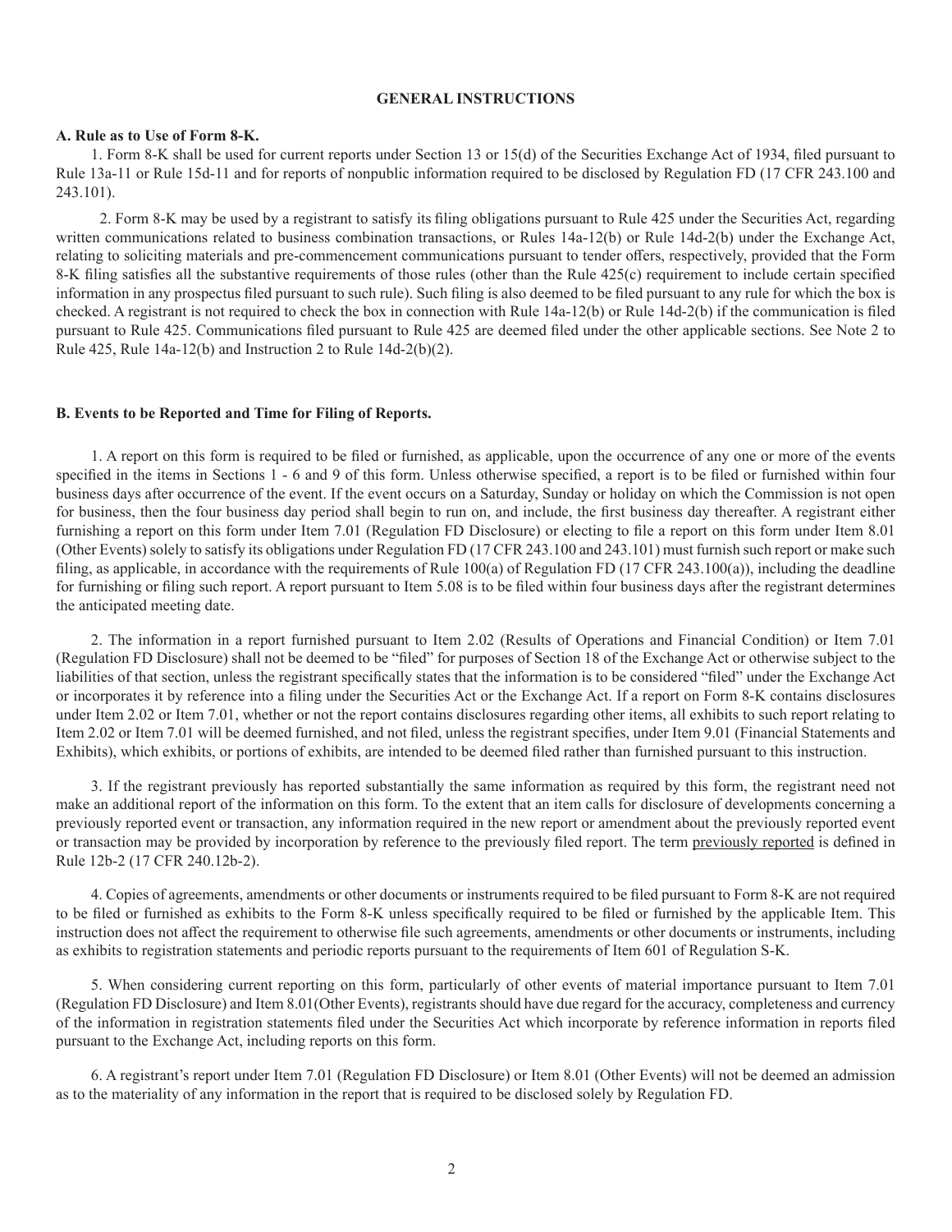# GENERAL INSTRUCTIONS

**A. Rule as to Use of Form 8-K.**

1. Form 8-K shall be used for current reports under Section 13 or 15(d) of the Securities Exchange Act of 1934, filed pursuant to Rule 13a-11 or Rule 15d-11 and for reports of nonpublic information required to be disclosed by Regulation FD (17 CFR 243.100 and 243.101).

2. Form 8-K may be used by a registrant to satisfy its filing obligations pursuant to Rule 425 under the Securities Act, regarding written communications related to business combination transactions, or Rules 14a-12(b) or Rule 14d-2(b) under the Exchange Act, relating to soliciting materials and pre-commencement communications pursuant to tender offers, respectively, provided that the Form 8-K filing satisfies all the substantive requirements of those rules (other than the Rule 425(c) requirement to include certain specified information in any prospectus filed pursuant to such rule). Such filing is also deemed to be filed pursuant to any rule for which the box is checked. A registrant is not required to check the box in connection with Rule 14a-12(b) or Rule 14d-2(b) if the communication is filed pursuant to Rule 425. Communications filed pursuant to Rule 425 are deemed filed under the other applicable sections. See Note 2 to Rule 425, Rule 14a-12(b) and Instruction 2 to Rule 14d-2(b)(2).

**B. Events to be Reported and Time for Filing of Reports.**

1. A report on this form is required to be filed or furnished, as applicable, upon the occurrence of any one or more of the events specified in the items in Sections 1 - 6 and 9 of this form. Unless otherwise specified, a report is to be filed or furnished within four business days after occurrence of the event. If the event occurs on a Saturday, Sunday or holiday on which the Commission is not open for business, then the four business day period shall begin to run on, and include, the first business day thereafter. A registrant either furnishing a report on this form under Item 7.01 (Regulation FD Disclosure) or electing to file a report on this form under Item 8.01 (Other Events) solely to satisfy its obligations under Regulation FD (17 CFR 243.100 and 243.101) must furnish such report or make such filing, as applicable, in accordance with the requirements of Rule 100(a) of Regulation FD (17 CFR 243.100(a)), including the deadline for furnishing or filing such report. A report pursuant to Item 5.08 is to be filed within four business days after the registrant determines the anticipated meeting date.

2. The information in a report furnished pursuant to Item 2.02 (Results of Operations and Financial Condition) or Item 7.01 (Regulation FD Disclosure) shall not be deemed to be "filed" for purposes of Section 18 of the Exchange Act or otherwise subject to the liabilities of that section, unless the registrant specifically states that the information is to be considered "filed" under the Exchange Act or incorporates it by reference into a filing under the Securities Act or the Exchange Act. If a report on Form 8-K contains disclosures under Item 2.02 or Item 7.01, whether or not the report contains disclosures regarding other items, all exhibits to such report relating to Item 2.02 or Item 7.01 will be deemed furnished, and not filed, unless the registrant specifies, under Item 9.01 (Financial Statements and Exhibits), which exhibits, or portions of exhibits, are intended to be deemed filed rather than furnished pursuant to this instruction.

3. If the registrant previously has reported substantially the same information as required by this form, the registrant need not make an additional report of the information on this form. To the extent that an item calls for disclosure of developments concerning a previously reported event or transaction, any information required in the new report or amendment about the previously reported event or transaction may be provided by incorporation by reference to the previously filed report. The term previously reported is defined in Rule 12b-2 (17 CFR 240.12b-2).

4. Copies of agreements, amendments or other documents or instruments required to be filed pursuant to Form 8-K are not required to be filed or furnished as exhibits to the Form 8-K unless specifically required to be filed or furnished by the applicable Item. This instruction does not affect the requirement to otherwise file such agreements, amendments or other documents or instruments, including as exhibits to registration statements and periodic reports pursuant to the requirements of Item 601 of Regulation S-K.

5. When considering current reporting on this form, particularly of other events of material importance pursuant to Item 7.01 (Regulation FD Disclosure) and Item 8.01(Other Events), registrants should have due regard for the accuracy, completeness and currency of the information in registration statements filed under the Securities Act which incorporate by reference information in reports filed pursuant to the Exchange Act, including reports on this form.

6. A registrant's report under Item 7.01 (Regulation FD Disclosure) or Item 8.01 (Other Events) will not be deemed an admission as to the materiality of any information in the report that is required to be disclosed solely by Regulation FD.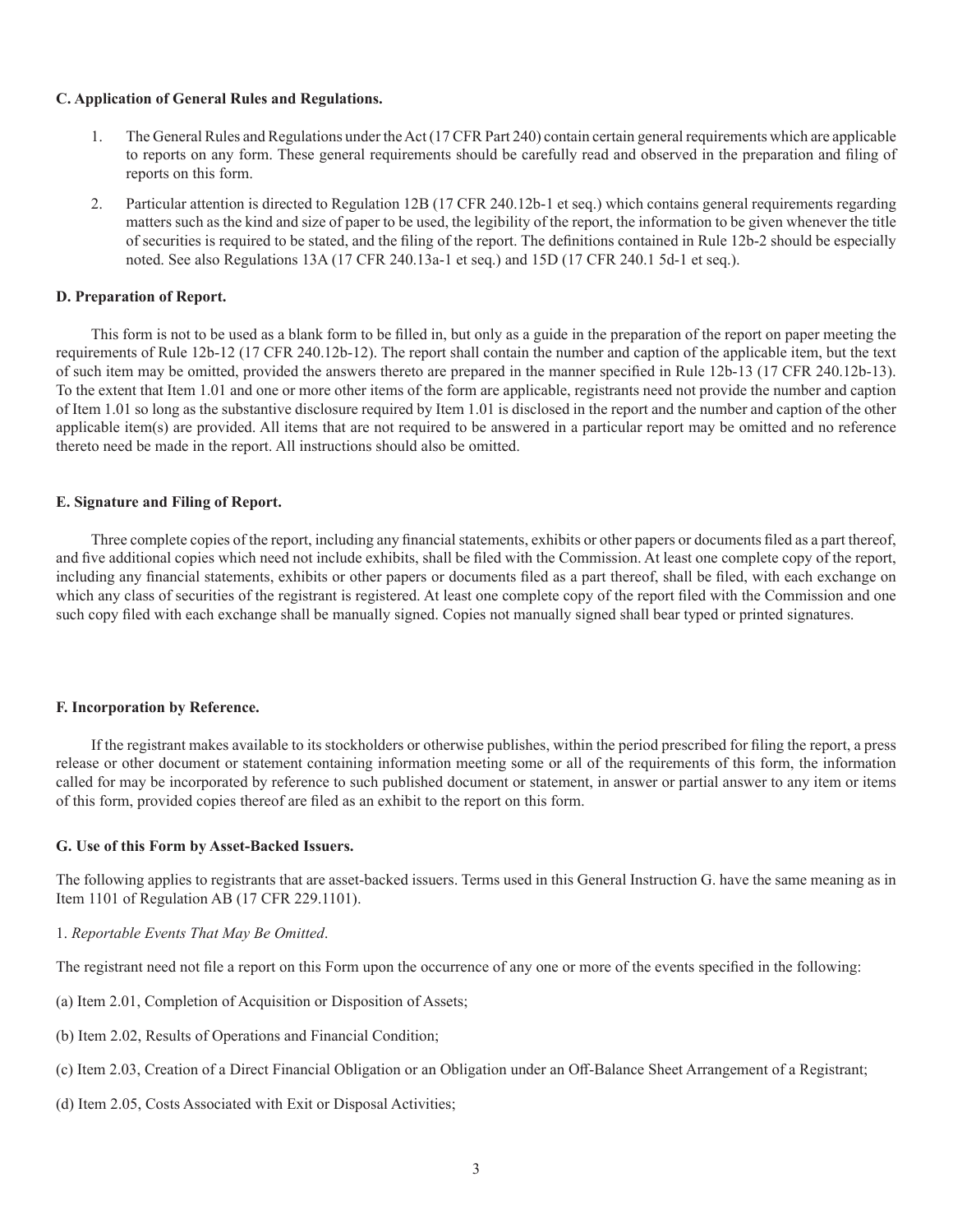**C. Application of General Rules and Regulations.**

1. The General Rules and Regulations under the Act (17 CFR Part 240) contain certain general requirements which are applicable to reports on any form. These general requirements should be carefully read and observed in the preparation and filing of reports on this form.

2. Particular attention is directed to Regulation 12B (17 CFR 240.12b-1 et seq.) which contains general requirements regarding matters such as the kind and size of paper to be used, the legibility of the report, the information to be given whenever the title of securities is required to be stated, and the filing of the report. The definitions contained in Rule 12b-2 should be especially noted. See also Regulations 13A (17 CFR 240.13a-1 et seq.) and 15D (17 CFR 240.1 5d-1 et seq.).

**D. Preparation of Report.**

This form is not to be used as a blank form to be filled in, but only as a guide in the preparation of the report on paper meeting the requirements of Rule 12b-12 (17 CFR 240.12b-12). The report shall contain the number and caption of the applicable item, but the text of such item may be omitted, provided the answers thereto are prepared in the manner specified in Rule 12b-13 (17 CFR 240.12b-13). To the extent that Item 1.01 and one or more other items of the form are applicable, registrants need not provide the number and caption of Item 1.01 so long as the substantive disclosure required by Item 1.01 is disclosed in the report and the number and caption of the other applicable item(s) are provided. All items that are not required to be answered in a particular report may be omitted and no reference thereto need be made in the report. All instructions should also be omitted.

**E. Signature and Filing of Report.**

Three complete copies of the report, including any financial statements, exhibits or other papers or documents filed as a part thereof, and five additional copies which need not include exhibits, shall be filed with the Commission. At least one complete copy of the report, including any financial statements, exhibits or other papers or documents filed as a part thereof, shall be filed, with each exchange on which any class of securities of the registrant is registered. At least one complete copy of the report filed with the Commission and one such copy filed with each exchange shall be manually signed. Copies not manually signed shall bear typed or printed signatures.

**F. Incorporation by Reference.**

If the registrant makes available to its stockholders or otherwise publishes, within the period prescribed for filing the report, a press release or other document or statement containing information meeting some or all of the requirements of this form, the information called for may be incorporated by reference to such published document or statement, in answer or partial answer to any item or items of this form, provided copies thereof are filed as an exhibit to the report on this form.

**G. Use of this Form by Asset-Backed Issuers.**

The following applies to registrants that are asset-backed issuers. Terms used in this General Instruction G. have the same meaning as in Item 1101 of Regulation AB (17 CFR 229.1101).

1. *Reportable Events That May Be Omitted*.

The registrant need not file a report on this Form upon the occurrence of any one or more of the events specified in the following:

(a) Item 2.01, Completion of Acquisition or Disposition of Assets;

(b) Item 2.02, Results of Operations and Financial Condition;

(c) Item 2.03, Creation of a Direct Financial Obligation or an Obligation under an Off-Balance Sheet Arrangement of a Registrant;

(d) Item 2.05, Costs Associated with Exit or Disposal Activities;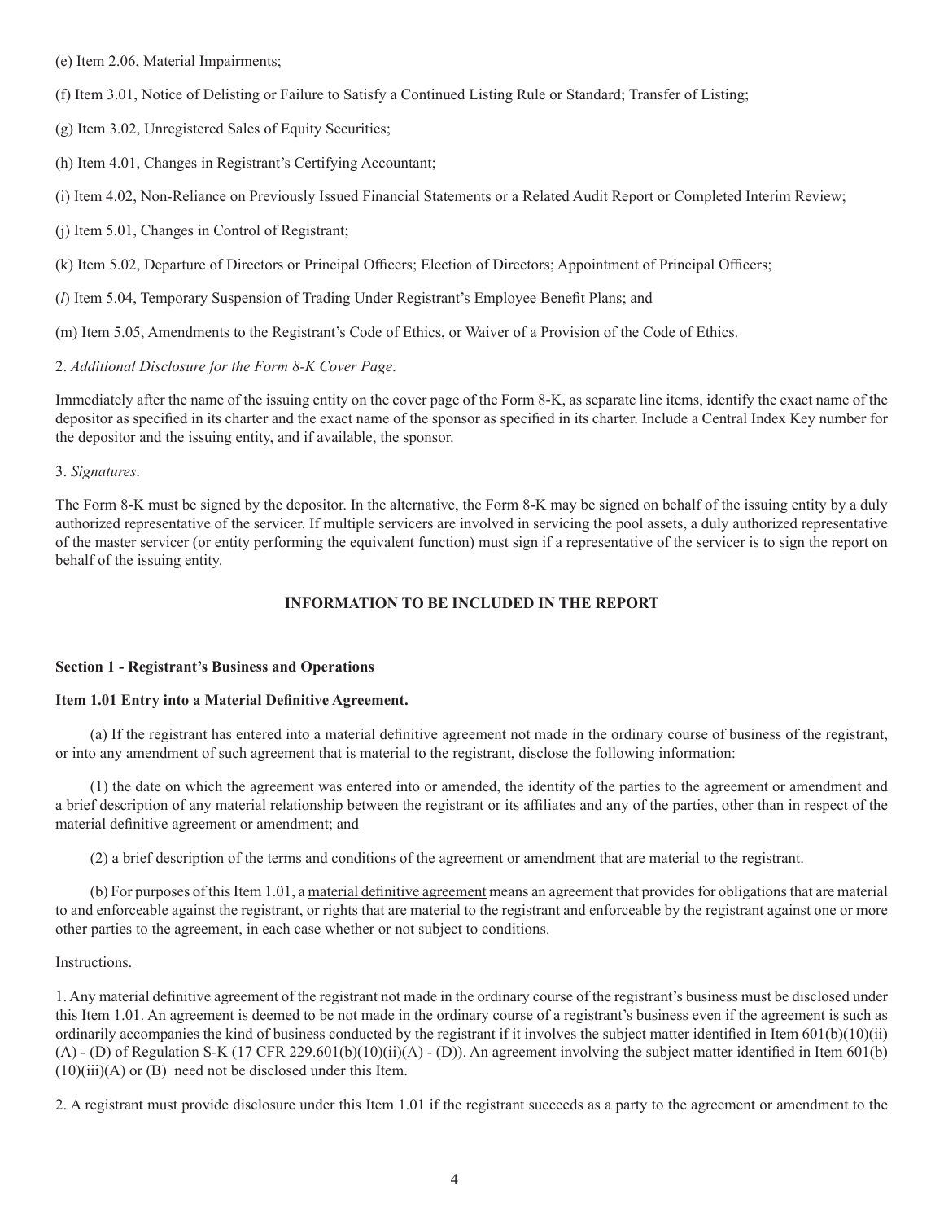(e) Item 2.06, Material Impairments;

(f) Item 3.01, Notice of Delisting or Failure to Satisfy a Continued Listing Rule or Standard; Transfer of Listing;

(g) Item 3.02, Unregistered Sales of Equity Securities;

(h) Item 4.01, Changes in Registrant's Certifying Accountant;

(i) Item 4.02, Non-Reliance on Previously Issued Financial Statements or a Related Audit Report or Completed Interim Review;

(j) Item 5.01, Changes in Control of Registrant;

(k) Item 5.02, Departure of Directors or Principal Officers; Election of Directors; Appointment of Principal Officers;

(*l*) Item 5.04, Temporary Suspension of Trading Under Registrant's Employee Benefit Plans; and

(m) Item 5.05, Amendments to the Registrant's Code of Ethics, or Waiver of a Provision of the Code of Ethics.

2. *Additional Disclosure for the Form 8-K Cover Page*.

Immediately after the name of the issuing entity on the cover page of the Form 8-K, as separate line items, identify the exact name of the depositor as specified in its charter and the exact name of the sponsor as specified in its charter. Include a Central Index Key number for the depositor and the issuing entity, and if available, the sponsor.

3. *Signatures*.

The Form 8-K must be signed by the depositor. In the alternative, the Form 8-K may be signed on behalf of the issuing entity by a duly authorized representative of the servicer. If multiple servicers are involved in servicing the pool assets, a duly authorized representative of the master servicer (or entity performing the equivalent function) must sign if a representative of the servicer is to sign the report on behalf of the issuing entity.

## INFORMATION TO BE INCLUDED IN THE REPORT

### Section 1 - Registrant's Business and Operations

#### Item 1.01 Entry into a Material Definitive Agreement.

(a) If the registrant has entered into a material definitive agreement not made in the ordinary course of business of the registrant, or into any amendment of such agreement that is material to the registrant, disclose the following information:

(1) the date on which the agreement was entered into or amended, the identity of the parties to the agreement or amendment and a brief description of any material relationship between the registrant or its affiliates and any of the parties, other than in respect of the material definitive agreement or amendment; and

(2) a brief description of the terms and conditions of the agreement or amendment that are material to the registrant.

(b) For purposes of this Item 1.01, a <u>material definitive agreement</u> means an agreement that provides for obligations that are material to and enforceable against the registrant, or rights that are material to the registrant and enforceable by the registrant against one or more other parties to the agreement, in each case whether or not subject to conditions.

<u>Instructions</u>.

1. Any material definitive agreement of the registrant not made in the ordinary course of the registrant's business must be disclosed under this Item 1.01. An agreement is deemed to be not made in the ordinary course of a registrant's business even if the agreement is such as ordinarily accompanies the kind of business conducted by the registrant if it involves the subject matter identified in Item 601(b)(10)(ii)(A) - (D) of Regulation S-K (17 CFR 229.601(b)(10)(ii)(A) - (D)). An agreement involving the subject matter identified in Item 601(b)(10)(iii)(A) or (B) need not be disclosed under this Item.

2. A registrant must provide disclosure under this Item 1.01 if the registrant succeeds as a party to the agreement or amendment to the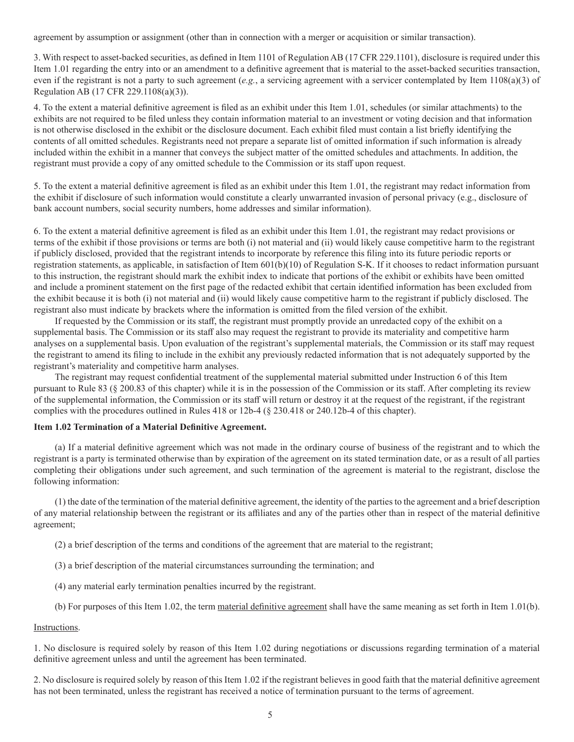agreement by assumption or assignment (other than in connection with a merger or acquisition or similar transaction).

3. With respect to asset-backed securities, as defined in Item 1101 of Regulation AB (17 CFR 229.1101), disclosure is required under this Item 1.01 regarding the entry into or an amendment to a definitive agreement that is material to the asset-backed securities transaction, even if the registrant is not a party to such agreement (*e.g.*, a servicing agreement with a servicer contemplated by Item 1108(a)(3) of Regulation AB (17 CFR 229.1108(a)(3)).

4. To the extent a material definitive agreement is filed as an exhibit under this Item 1.01, schedules (or similar attachments) to the exhibits are not required to be filed unless they contain information material to an investment or voting decision and that information is not otherwise disclosed in the exhibit or the disclosure document. Each exhibit filed must contain a list briefly identifying the contents of all omitted schedules. Registrants need not prepare a separate list of omitted information if such information is already included within the exhibit in a manner that conveys the subject matter of the omitted schedules and attachments. In addition, the registrant must provide a copy of any omitted schedule to the Commission or its staff upon request.

5. To the extent a material definitive agreement is filed as an exhibit under this Item 1.01, the registrant may redact information from the exhibit if disclosure of such information would constitute a clearly unwarranted invasion of personal privacy (e.g., disclosure of bank account numbers, social security numbers, home addresses and similar information).

6. To the extent a material definitive agreement is filed as an exhibit under this Item 1.01, the registrant may redact provisions or terms of the exhibit if those provisions or terms are both (i) not material and (ii) would likely cause competitive harm to the registrant if publicly disclosed, provided that the registrant intends to incorporate by reference this filing into its future periodic reports or registration statements, as applicable, in satisfaction of Item 601(b)(10) of Regulation S-K. If it chooses to redact information pursuant to this instruction, the registrant should mark the exhibit index to indicate that portions of the exhibit or exhibits have been omitted and include a prominent statement on the first page of the redacted exhibit that certain identified information has been excluded from the exhibit because it is both (i) not material and (ii) would likely cause competitive harm to the registrant if publicly disclosed. The registrant also must indicate by brackets where the information is omitted from the filed version of the exhibit.

If requested by the Commission or its staff, the registrant must promptly provide an unredacted copy of the exhibit on a supplemental basis. The Commission or its staff also may request the registrant to provide its materiality and competitive harm analyses on a supplemental basis. Upon evaluation of the registrant's supplemental materials, the Commission or its staff may request the registrant to amend its filing to include in the exhibit any previously redacted information that is not adequately supported by the registrant's materiality and competitive harm analyses.

The registrant may request confidential treatment of the supplemental material submitted under Instruction 6 of this Item pursuant to Rule 83 (§ 200.83 of this chapter) while it is in the possession of the Commission or its staff. After completing its review of the supplemental information, the Commission or its staff will return or destroy it at the request of the registrant, if the registrant complies with the procedures outlined in Rules 418 or 12b-4 (§ 230.418 or 240.12b-4 of this chapter).

**Item 1.02 Termination of a Material Definitive Agreement.**

(a) If a material definitive agreement which was not made in the ordinary course of business of the registrant and to which the registrant is a party is terminated otherwise than by expiration of the agreement on its stated termination date, or as a result of all parties completing their obligations under such agreement, and such termination of the agreement is material to the registrant, disclose the following information:

(1) the date of the termination of the material definitive agreement, the identity of the parties to the agreement and a brief description of any material relationship between the registrant or its affiliates and any of the parties other than in respect of the material definitive agreement;

(2) a brief description of the terms and conditions of the agreement that are material to the registrant;

(3) a brief description of the material circumstances surrounding the termination; and

(4) any material early termination penalties incurred by the registrant.

(b) For purposes of this Item 1.02, the term material definitive agreement shall have the same meaning as set forth in Item 1.01(b).

Instructions.

1. No disclosure is required solely by reason of this Item 1.02 during negotiations or discussions regarding termination of a material definitive agreement unless and until the agreement has been terminated.

2. No disclosure is required solely by reason of this Item 1.02 if the registrant believes in good faith that the material definitive agreement has not been terminated, unless the registrant has received a notice of termination pursuant to the terms of agreement.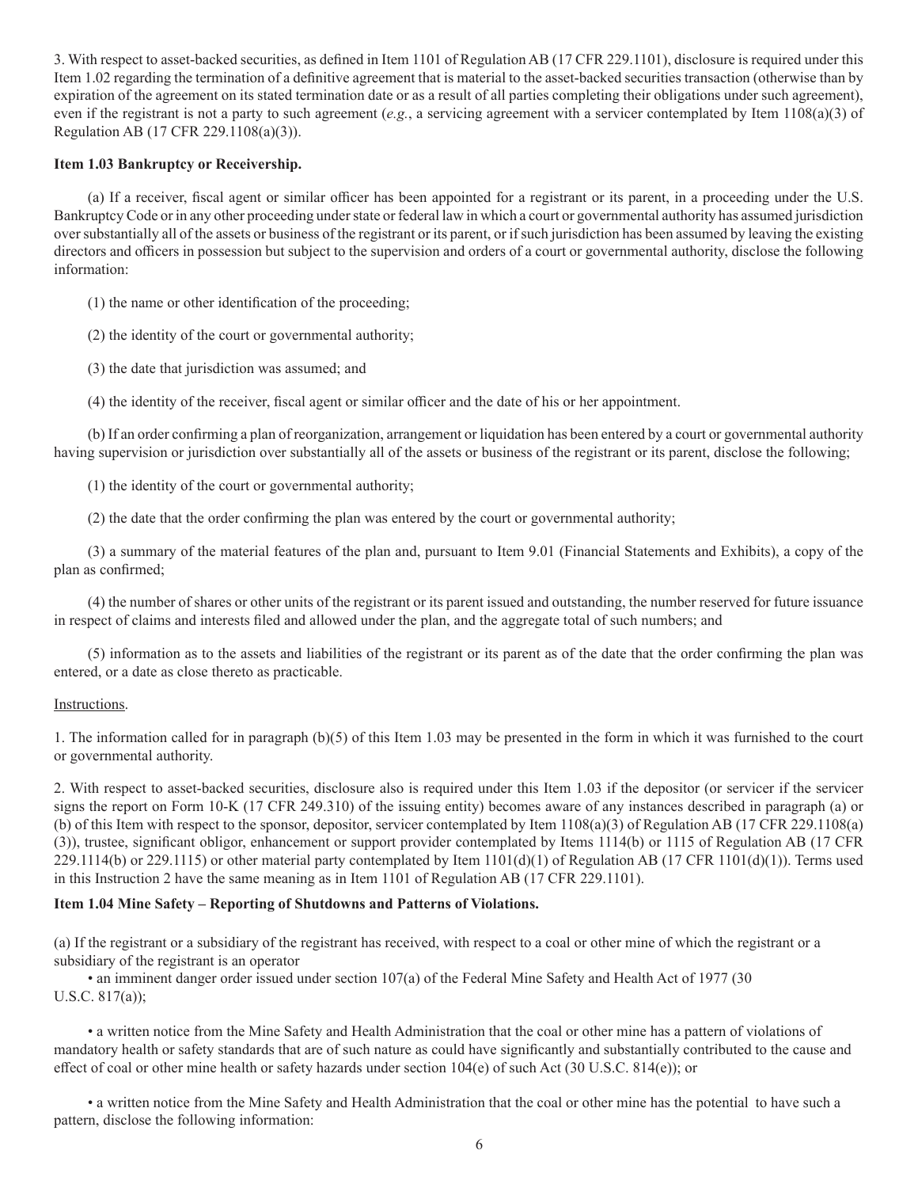3. With respect to asset-backed securities, as defined in Item 1101 of Regulation AB (17 CFR 229.1101), disclosure is required under this Item 1.02 regarding the termination of a definitive agreement that is material to the asset-backed securities transaction (otherwise than by expiration of the agreement on its stated termination date or as a result of all parties completing their obligations under such agreement), even if the registrant is not a party to such agreement (*e.g.*, a servicing agreement with a servicer contemplated by Item 1108(a)(3) of Regulation AB (17 CFR 229.1108(a)(3)).

**Item 1.03 Bankruptcy or Receivership.**

(a) If a receiver, fiscal agent or similar officer has been appointed for a registrant or its parent, in a proceeding under the U.S. Bankruptcy Code or in any other proceeding under state or federal law in which a court or governmental authority has assumed jurisdiction over substantially all of the assets or business of the registrant or its parent, or if such jurisdiction has been assumed by leaving the existing directors and officers in possession but subject to the supervision and orders of a court or governmental authority, disclose the following information:

(1) the name or other identification of the proceeding;

(2) the identity of the court or governmental authority;

(3) the date that jurisdiction was assumed; and

(4) the identity of the receiver, fiscal agent or similar officer and the date of his or her appointment.

(b) If an order confirming a plan of reorganization, arrangement or liquidation has been entered by a court or governmental authority having supervision or jurisdiction over substantially all of the assets or business of the registrant or its parent, disclose the following;

(1) the identity of the court or governmental authority;

(2) the date that the order confirming the plan was entered by the court or governmental authority;

(3) a summary of the material features of the plan and, pursuant to Item 9.01 (Financial Statements and Exhibits), a copy of the plan as confirmed;

(4) the number of shares or other units of the registrant or its parent issued and outstanding, the number reserved for future issuance in respect of claims and interests filed and allowed under the plan, and the aggregate total of such numbers; and

(5) information as to the assets and liabilities of the registrant or its parent as of the date that the order confirming the plan was entered, or a date as close thereto as practicable.

Instructions.

1. The information called for in paragraph (b)(5) of this Item 1.03 may be presented in the form in which it was furnished to the court or governmental authority.

2. With respect to asset-backed securities, disclosure also is required under this Item 1.03 if the depositor (or servicer if the servicer signs the report on Form 10-K (17 CFR 249.310) of the issuing entity) becomes aware of any instances described in paragraph (a) or (b) of this Item with respect to the sponsor, depositor, servicer contemplated by Item 1108(a)(3) of Regulation AB (17 CFR 229.1108(a)(3)), trustee, significant obligor, enhancement or support provider contemplated by Items 1114(b) or 1115 of Regulation AB (17 CFR 229.1114(b) or 229.1115) or other material party contemplated by Item 1101(d)(1) of Regulation AB (17 CFR 1101(d)(1)). Terms used in this Instruction 2 have the same meaning as in Item 1101 of Regulation AB (17 CFR 229.1101).

**Item 1.04 Mine Safety – Reporting of Shutdowns and Patterns of Violations.**

(a) If the registrant or a subsidiary of the registrant has received, with respect to a coal or other mine of which the registrant or a subsidiary of the registrant is an operator

• an imminent danger order issued under section 107(a) of the Federal Mine Safety and Health Act of 1977 (30 U.S.C. 817(a));

• a written notice from the Mine Safety and Health Administration that the coal or other mine has a pattern of violations of mandatory health or safety standards that are of such nature as could have significantly and substantially contributed to the cause and effect of coal or other mine health or safety hazards under section 104(e) of such Act (30 U.S.C. 814(e)); or

• a written notice from the Mine Safety and Health Administration that the coal or other mine has the potential to have such a pattern, disclose the following information: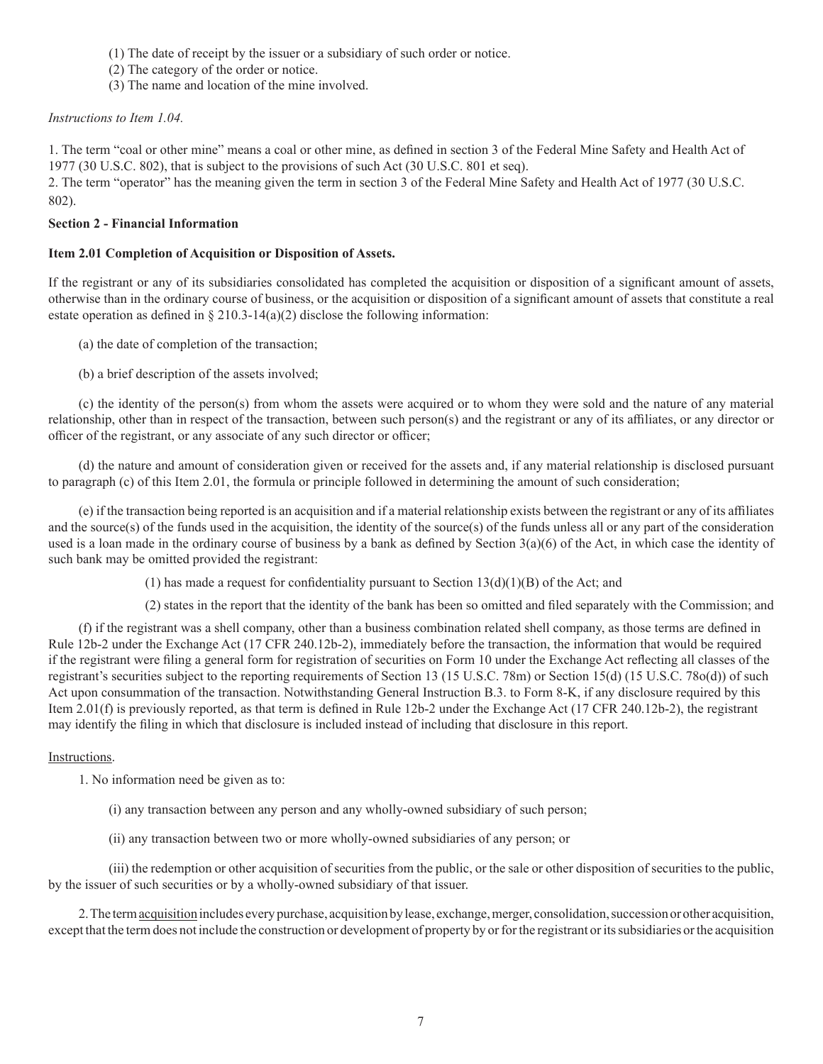(1) The date of receipt by the issuer or a subsidiary of such order or notice.

(2) The category of the order or notice.

(3) The name and location of the mine involved.

*Instructions to Item 1.04.*

1. The term "coal or other mine" means a coal or other mine, as defined in section 3 of the Federal Mine Safety and Health Act of 1977 (30 U.S.C. 802), that is subject to the provisions of such Act (30 U.S.C. 801 et seq).
2. The term "operator" has the meaning given the term in section 3 of the Federal Mine Safety and Health Act of 1977 (30 U.S.C. 802).

**Section 2 - Financial Information**

**Item 2.01 Completion of Acquisition or Disposition of Assets.**

If the registrant or any of its subsidiaries consolidated has completed the acquisition or disposition of a significant amount of assets, otherwise than in the ordinary course of business, or the acquisition or disposition of a significant amount of assets that constitute a real estate operation as defined in § 210.3-14(a)(2) disclose the following information:

(a) the date of completion of the transaction;

(b) a brief description of the assets involved;

(c) the identity of the person(s) from whom the assets were acquired or to whom they were sold and the nature of any material relationship, other than in respect of the transaction, between such person(s) and the registrant or any of its affiliates, or any director or officer of the registrant, or any associate of any such director or officer;

(d) the nature and amount of consideration given or received for the assets and, if any material relationship is disclosed pursuant to paragraph (c) of this Item 2.01, the formula or principle followed in determining the amount of such consideration;

(e) if the transaction being reported is an acquisition and if a material relationship exists between the registrant or any of its affiliates and the source(s) of the funds used in the acquisition, the identity of the source(s) of the funds unless all or any part of the consideration used is a loan made in the ordinary course of business by a bank as defined by Section 3(a)(6) of the Act, in which case the identity of such bank may be omitted provided the registrant:

(1) has made a request for confidentiality pursuant to Section 13(d)(1)(B) of the Act; and

(2) states in the report that the identity of the bank has been so omitted and filed separately with the Commission; and

(f) if the registrant was a shell company, other than a business combination related shell company, as those terms are defined in Rule 12b-2 under the Exchange Act (17 CFR 240.12b-2), immediately before the transaction, the information that would be required if the registrant were filing a general form for registration of securities on Form 10 under the Exchange Act reflecting all classes of the registrant's securities subject to the reporting requirements of Section 13 (15 U.S.C. 78m) or Section 15(d) (15 U.S.C. 78o(d)) of such Act upon consummation of the transaction. Notwithstanding General Instruction B.3. to Form 8-K, if any disclosure required by this Item 2.01(f) is previously reported, as that term is defined in Rule 12b-2 under the Exchange Act (17 CFR 240.12b-2), the registrant may identify the filing in which that disclosure is included instead of including that disclosure in this report.

Instructions.

1. No information need be given as to:

(i) any transaction between any person and any wholly-owned subsidiary of such person;

(ii) any transaction between two or more wholly-owned subsidiaries of any person; or

(iii) the redemption or other acquisition of securities from the public, or the sale or other disposition of securities to the public, by the issuer of such securities or by a wholly-owned subsidiary of that issuer.

2. The term acquisition includes every purchase, acquisition by lease, exchange, merger, consolidation, succession or other acquisition, except that the term does not include the construction or development of property by or for the registrant or its subsidiaries or the acquisition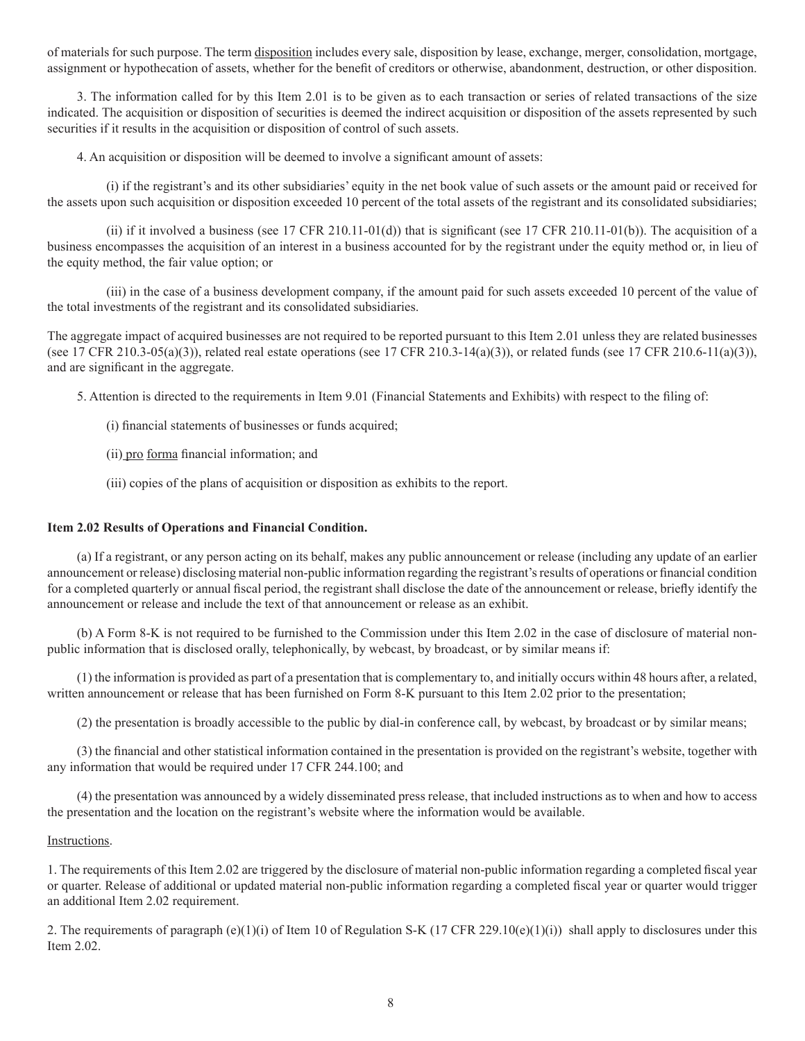of materials for such purpose. The term disposition includes every sale, disposition by lease, exchange, merger, consolidation, mortgage, assignment or hypothecation of assets, whether for the benefit of creditors or otherwise, abandonment, destruction, or other disposition.

3. The information called for by this Item 2.01 is to be given as to each transaction or series of related transactions of the size indicated. The acquisition or disposition of securities is deemed the indirect acquisition or disposition of the assets represented by such securities if it results in the acquisition or disposition of control of such assets.

4. An acquisition or disposition will be deemed to involve a significant amount of assets:

(i) if the registrant's and its other subsidiaries' equity in the net book value of such assets or the amount paid or received for the assets upon such acquisition or disposition exceeded 10 percent of the total assets of the registrant and its consolidated subsidiaries;

(ii) if it involved a business (see 17 CFR 210.11-01(d)) that is significant (see 17 CFR 210.11-01(b)). The acquisition of a business encompasses the acquisition of an interest in a business accounted for by the registrant under the equity method or, in lieu of the equity method, the fair value option; or

(iii) in the case of a business development company, if the amount paid for such assets exceeded 10 percent of the value of the total investments of the registrant and its consolidated subsidiaries.

The aggregate impact of acquired businesses are not required to be reported pursuant to this Item 2.01 unless they are related businesses (see 17 CFR 210.3-05(a)(3)), related real estate operations (see 17 CFR 210.3-14(a)(3)), or related funds (see 17 CFR 210.6-11(a)(3)), and are significant in the aggregate.

5. Attention is directed to the requirements in Item 9.01 (Financial Statements and Exhibits) with respect to the filing of:

(i) financial statements of businesses or funds acquired;

(ii) pro forma financial information; and

(iii) copies of the plans of acquisition or disposition as exhibits to the report.

**Item 2.02 Results of Operations and Financial Condition.**

(a) If a registrant, or any person acting on its behalf, makes any public announcement or release (including any update of an earlier announcement or release) disclosing material non-public information regarding the registrant's results of operations or financial condition for a completed quarterly or annual fiscal period, the registrant shall disclose the date of the announcement or release, briefly identify the announcement or release and include the text of that announcement or release as an exhibit.

(b) A Form 8-K is not required to be furnished to the Commission under this Item 2.02 in the case of disclosure of material non-public information that is disclosed orally, telephonically, by webcast, by broadcast, or by similar means if:

(1) the information is provided as part of a presentation that is complementary to, and initially occurs within 48 hours after, a related, written announcement or release that has been furnished on Form 8-K pursuant to this Item 2.02 prior to the presentation;

(2) the presentation is broadly accessible to the public by dial-in conference call, by webcast, by broadcast or by similar means;

(3) the financial and other statistical information contained in the presentation is provided on the registrant's website, together with any information that would be required under 17 CFR 244.100; and

(4) the presentation was announced by a widely disseminated press release, that included instructions as to when and how to access the presentation and the location on the registrant's website where the information would be available.

Instructions.

1. The requirements of this Item 2.02 are triggered by the disclosure of material non-public information regarding a completed fiscal year or quarter. Release of additional or updated material non-public information regarding a completed fiscal year or quarter would trigger an additional Item 2.02 requirement.

2. The requirements of paragraph (e)(1)(i) of Item 10 of Regulation S-K (17 CFR 229.10(e)(1)(i)) shall apply to disclosures under this Item 2.02.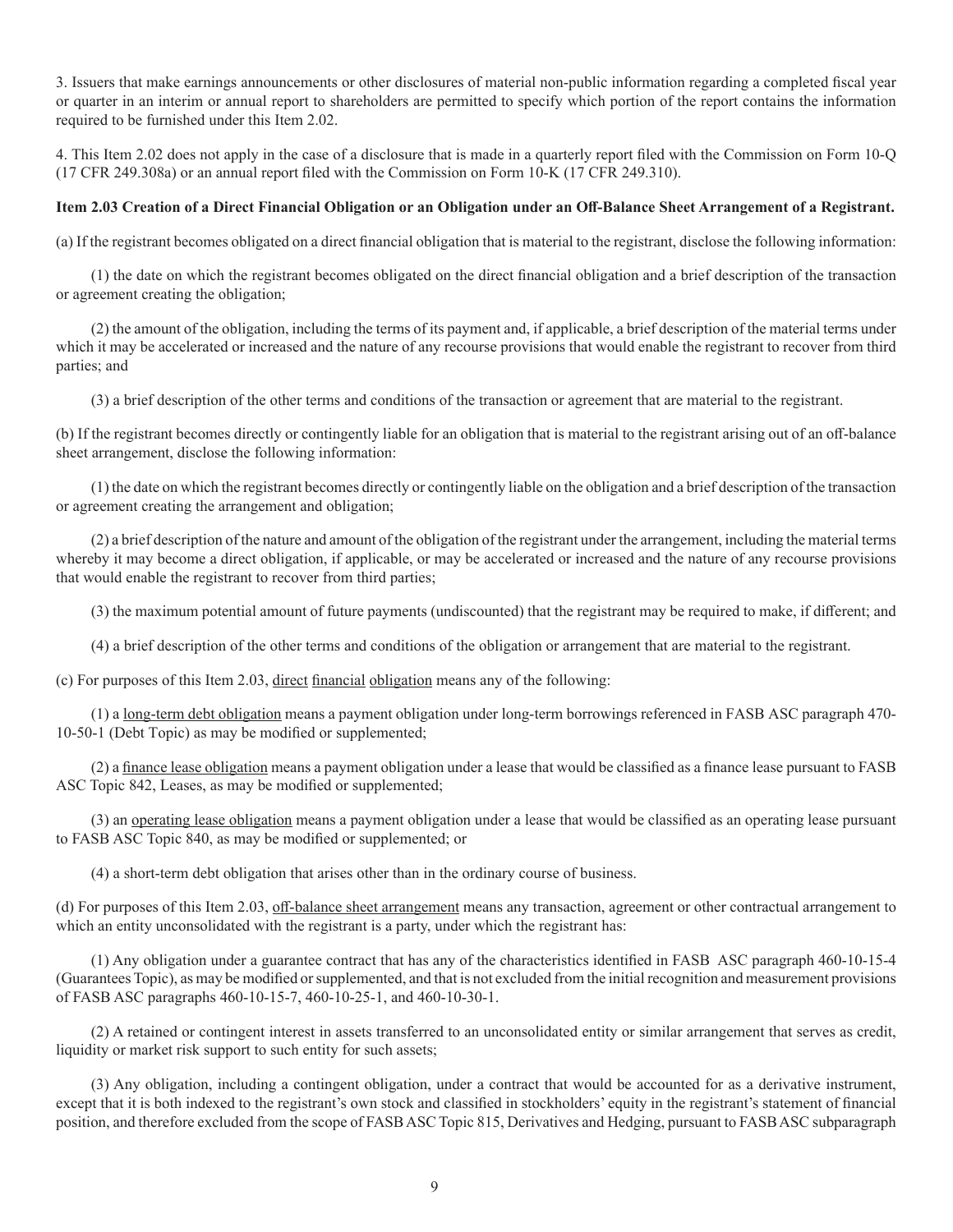3. Issuers that make earnings announcements or other disclosures of material non-public information regarding a completed fiscal year or quarter in an interim or annual report to shareholders are permitted to specify which portion of the report contains the information required to be furnished under this Item 2.02.

4. This Item 2.02 does not apply in the case of a disclosure that is made in a quarterly report filed with the Commission on Form 10-Q (17 CFR 249.308a) or an annual report filed with the Commission on Form 10-K (17 CFR 249.310).

**Item 2.03 Creation of a Direct Financial Obligation or an Obligation under an Off-Balance Sheet Arrangement of a Registrant.**

(a) If the registrant becomes obligated on a direct financial obligation that is material to the registrant, disclose the following information:

(1) the date on which the registrant becomes obligated on the direct financial obligation and a brief description of the transaction or agreement creating the obligation;

(2) the amount of the obligation, including the terms of its payment and, if applicable, a brief description of the material terms under which it may be accelerated or increased and the nature of any recourse provisions that would enable the registrant to recover from third parties; and

(3) a brief description of the other terms and conditions of the transaction or agreement that are material to the registrant.

(b) If the registrant becomes directly or contingently liable for an obligation that is material to the registrant arising out of an off-balance sheet arrangement, disclose the following information:

(1) the date on which the registrant becomes directly or contingently liable on the obligation and a brief description of the transaction or agreement creating the arrangement and obligation;

(2) a brief description of the nature and amount of the obligation of the registrant under the arrangement, including the material terms whereby it may become a direct obligation, if applicable, or may be accelerated or increased and the nature of any recourse provisions that would enable the registrant to recover from third parties;

(3) the maximum potential amount of future payments (undiscounted) that the registrant may be required to make, if different; and

(4) a brief description of the other terms and conditions of the obligation or arrangement that are material to the registrant.

(c) For purposes of this Item 2.03, direct financial obligation means any of the following:

(1) a long-term debt obligation means a payment obligation under long-term borrowings referenced in FASB ASC paragraph 470-10-50-1 (Debt Topic) as may be modified or supplemented;

(2) a finance lease obligation means a payment obligation under a lease that would be classified as a finance lease pursuant to FASB ASC Topic 842, Leases, as may be modified or supplemented;

(3) an operating lease obligation means a payment obligation under a lease that would be classified as an operating lease pursuant to FASB ASC Topic 840, as may be modified or supplemented; or

(4) a short-term debt obligation that arises other than in the ordinary course of business.

(d) For purposes of this Item 2.03, off-balance sheet arrangement means any transaction, agreement or other contractual arrangement to which an entity unconsolidated with the registrant is a party, under which the registrant has:

(1) Any obligation under a guarantee contract that has any of the characteristics identified in FASB ASC paragraph 460-10-15-4 (Guarantees Topic), as may be modified or supplemented, and that is not excluded from the initial recognition and measurement provisions of FASB ASC paragraphs 460-10-15-7, 460-10-25-1, and 460-10-30-1.

(2) A retained or contingent interest in assets transferred to an unconsolidated entity or similar arrangement that serves as credit, liquidity or market risk support to such entity for such assets;

(3) Any obligation, including a contingent obligation, under a contract that would be accounted for as a derivative instrument, except that it is both indexed to the registrant's own stock and classified in stockholders' equity in the registrant's statement of financial position, and therefore excluded from the scope of FASB ASC Topic 815, Derivatives and Hedging, pursuant to FASB ASC subparagraph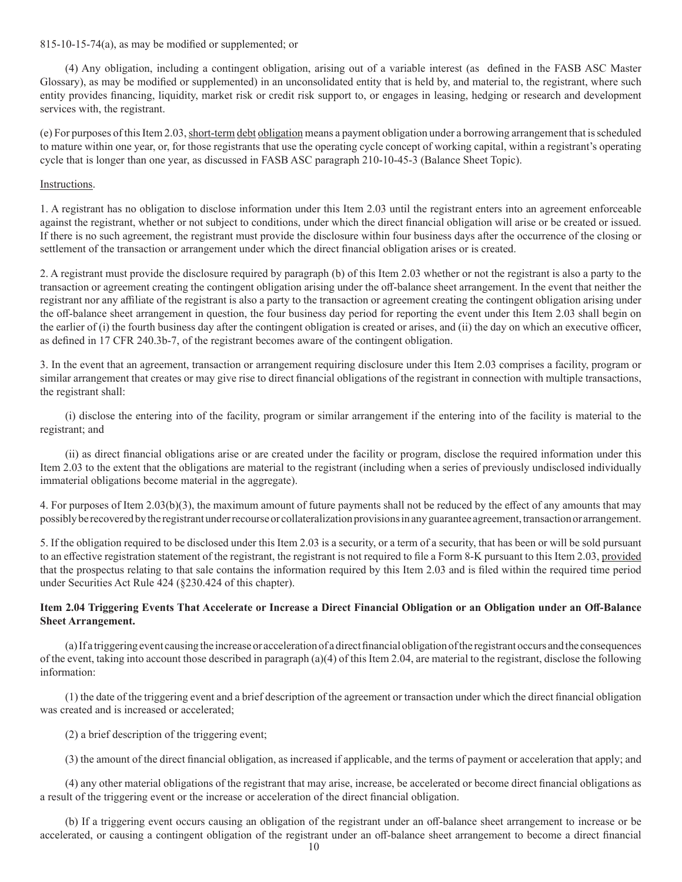815-10-15-74(a), as may be modified or supplemented; or

(4) Any obligation, including a contingent obligation, arising out of a variable interest (as defined in the FASB ASC Master Glossary), as may be modified or supplemented) in an unconsolidated entity that is held by, and material to, the registrant, where such entity provides financing, liquidity, market risk or credit risk support to, or engages in leasing, hedging or research and development services with, the registrant.

(e) For purposes of this Item 2.03, short-term debt obligation means a payment obligation under a borrowing arrangement that is scheduled to mature within one year, or, for those registrants that use the operating cycle concept of working capital, within a registrant's operating cycle that is longer than one year, as discussed in FASB ASC paragraph 210-10-45-3 (Balance Sheet Topic).

Instructions.

1. A registrant has no obligation to disclose information under this Item 2.03 until the registrant enters into an agreement enforceable against the registrant, whether or not subject to conditions, under which the direct financial obligation will arise or be created or issued. If there is no such agreement, the registrant must provide the disclosure within four business days after the occurrence of the closing or settlement of the transaction or arrangement under which the direct financial obligation arises or is created.

2. A registrant must provide the disclosure required by paragraph (b) of this Item 2.03 whether or not the registrant is also a party to the transaction or agreement creating the contingent obligation arising under the off-balance sheet arrangement. In the event that neither the registrant nor any affiliate of the registrant is also a party to the transaction or agreement creating the contingent obligation arising under the off-balance sheet arrangement in question, the four business day period for reporting the event under this Item 2.03 shall begin on the earlier of (i) the fourth business day after the contingent obligation is created or arises, and (ii) the day on which an executive officer, as defined in 17 CFR 240.3b-7, of the registrant becomes aware of the contingent obligation.

3. In the event that an agreement, transaction or arrangement requiring disclosure under this Item 2.03 comprises a facility, program or similar arrangement that creates or may give rise to direct financial obligations of the registrant in connection with multiple transactions, the registrant shall:

(i) disclose the entering into of the facility, program or similar arrangement if the entering into of the facility is material to the registrant; and

(ii) as direct financial obligations arise or are created under the facility or program, disclose the required information under this Item 2.03 to the extent that the obligations are material to the registrant (including when a series of previously undisclosed individually immaterial obligations become material in the aggregate).

4. For purposes of Item 2.03(b)(3), the maximum amount of future payments shall not be reduced by the effect of any amounts that may possibly be recovered by the registrant under recourse or collateralization provisions in any guarantee agreement, transaction or arrangement.

5. If the obligation required to be disclosed under this Item 2.03 is a security, or a term of a security, that has been or will be sold pursuant to an effective registration statement of the registrant, the registrant is not required to file a Form 8-K pursuant to this Item 2.03, provided that the prospectus relating to that sale contains the information required by this Item 2.03 and is filed within the required time period under Securities Act Rule 424 (§230.424 of this chapter).

**Item 2.04 Triggering Events That Accelerate or Increase a Direct Financial Obligation or an Obligation under an Off-Balance Sheet Arrangement.**

(a) If a triggering event causing the increase or acceleration of a direct financial obligation of the registrant occurs and the consequences of the event, taking into account those described in paragraph (a)(4) of this Item 2.04, are material to the registrant, disclose the following information:

(1) the date of the triggering event and a brief description of the agreement or transaction under which the direct financial obligation was created and is increased or accelerated;

(2) a brief description of the triggering event;

(3) the amount of the direct financial obligation, as increased if applicable, and the terms of payment or acceleration that apply; and

(4) any other material obligations of the registrant that may arise, increase, be accelerated or become direct financial obligations as a result of the triggering event or the increase or acceleration of the direct financial obligation.

(b) If a triggering event occurs causing an obligation of the registrant under an off-balance sheet arrangement to increase or be accelerated, or causing a contingent obligation of the registrant under an off-balance sheet arrangement to become a direct financial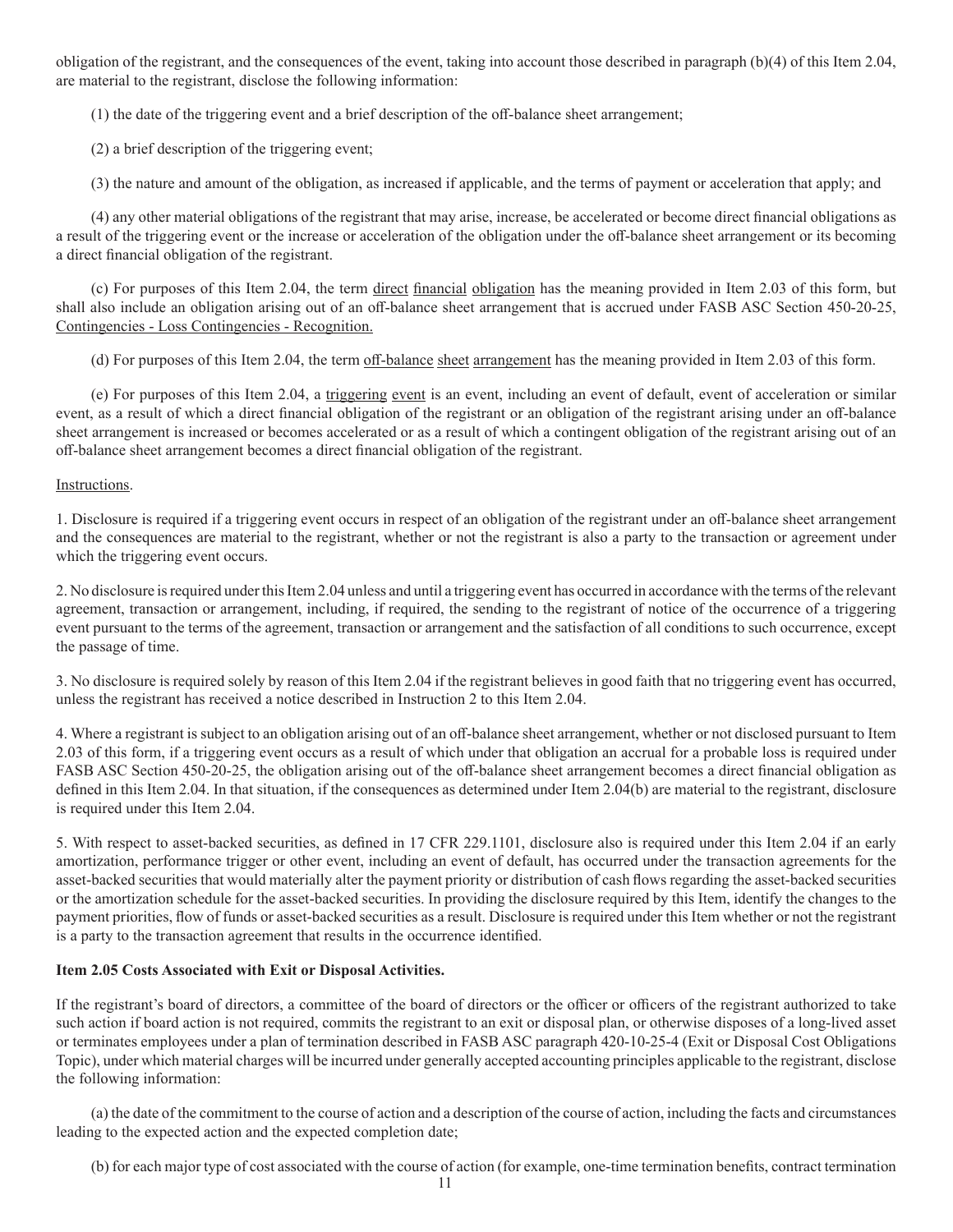obligation of the registrant, and the consequences of the event, taking into account those described in paragraph (b)(4) of this Item 2.04, are material to the registrant, disclose the following information:

(1) the date of the triggering event and a brief description of the off-balance sheet arrangement;

(2) a brief description of the triggering event;

(3) the nature and amount of the obligation, as increased if applicable, and the terms of payment or acceleration that apply; and

(4) any other material obligations of the registrant that may arise, increase, be accelerated or become direct financial obligations as a result of the triggering event or the increase or acceleration of the obligation under the off-balance sheet arrangement or its becoming a direct financial obligation of the registrant.

(c) For purposes of this Item 2.04, the term direct financial obligation has the meaning provided in Item 2.03 of this form, but shall also include an obligation arising out of an off-balance sheet arrangement that is accrued under FASB ASC Section 450-20-25, Contingencies - Loss Contingencies - Recognition.

(d) For purposes of this Item 2.04, the term off-balance sheet arrangement has the meaning provided in Item 2.03 of this form.

(e) For purposes of this Item 2.04, a triggering event is an event, including an event of default, event of acceleration or similar event, as a result of which a direct financial obligation of the registrant or an obligation of the registrant arising under an off-balance sheet arrangement is increased or becomes accelerated or as a result of which a contingent obligation of the registrant arising out of an off-balance sheet arrangement becomes a direct financial obligation of the registrant.

Instructions.

1. Disclosure is required if a triggering event occurs in respect of an obligation of the registrant under an off-balance sheet arrangement and the consequences are material to the registrant, whether or not the registrant is also a party to the transaction or agreement under which the triggering event occurs.

2. No disclosure is required under this Item 2.04 unless and until a triggering event has occurred in accordance with the terms of the relevant agreement, transaction or arrangement, including, if required, the sending to the registrant of notice of the occurrence of a triggering event pursuant to the terms of the agreement, transaction or arrangement and the satisfaction of all conditions to such occurrence, except the passage of time.

3. No disclosure is required solely by reason of this Item 2.04 if the registrant believes in good faith that no triggering event has occurred, unless the registrant has received a notice described in Instruction 2 to this Item 2.04.

4. Where a registrant is subject to an obligation arising out of an off-balance sheet arrangement, whether or not disclosed pursuant to Item 2.03 of this form, if a triggering event occurs as a result of which under that obligation an accrual for a probable loss is required under FASB ASC Section 450-20-25, the obligation arising out of the off-balance sheet arrangement becomes a direct financial obligation as defined in this Item 2.04. In that situation, if the consequences as determined under Item 2.04(b) are material to the registrant, disclosure is required under this Item 2.04.

5. With respect to asset-backed securities, as defined in 17 CFR 229.1101, disclosure also is required under this Item 2.04 if an early amortization, performance trigger or other event, including an event of default, has occurred under the transaction agreements for the asset-backed securities that would materially alter the payment priority or distribution of cash flows regarding the asset-backed securities or the amortization schedule for the asset-backed securities. In providing the disclosure required by this Item, identify the changes to the payment priorities, flow of funds or asset-backed securities as a result. Disclosure is required under this Item whether or not the registrant is a party to the transaction agreement that results in the occurrence identified.

**Item 2.05 Costs Associated with Exit or Disposal Activities.**

If the registrant's board of directors, a committee of the board of directors or the officer or officers of the registrant authorized to take such action if board action is not required, commits the registrant to an exit or disposal plan, or otherwise disposes of a long-lived asset or terminates employees under a plan of termination described in FASB ASC paragraph 420-10-25-4 (Exit or Disposal Cost Obligations Topic), under which material charges will be incurred under generally accepted accounting principles applicable to the registrant, disclose the following information:

(a) the date of the commitment to the course of action and a description of the course of action, including the facts and circumstances leading to the expected action and the expected completion date;

(b) for each major type of cost associated with the course of action (for example, one-time termination benefits, contract termination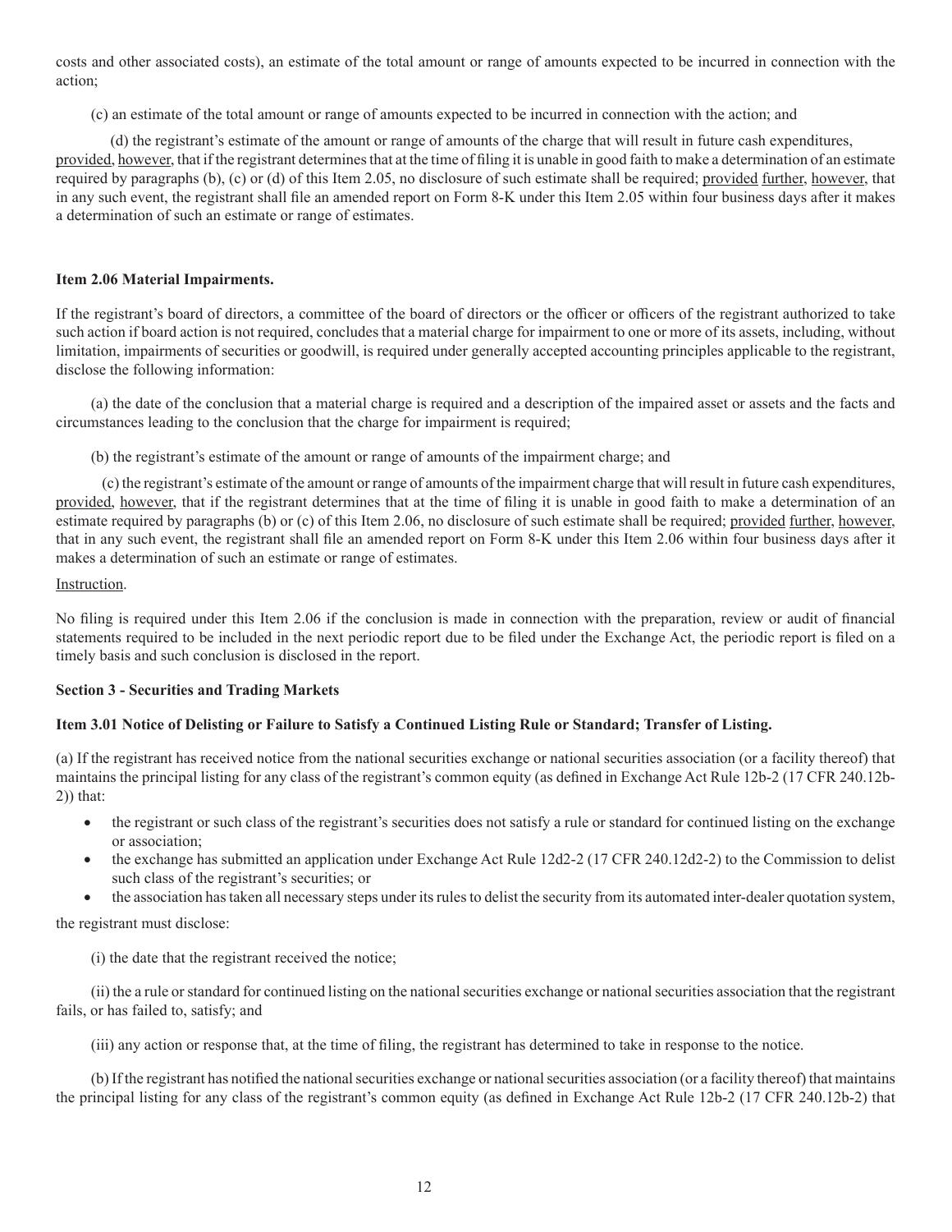costs and other associated costs), an estimate of the total amount or range of amounts expected to be incurred in connection with the action;

(c) an estimate of the total amount or range of amounts expected to be incurred in connection with the action; and

(d) the registrant's estimate of the amount or range of amounts of the charge that will result in future cash expenditures, provided, however, that if the registrant determines that at the time of filing it is unable in good faith to make a determination of an estimate required by paragraphs (b), (c) or (d) of this Item 2.05, no disclosure of such estimate shall be required; provided further, however, that in any such event, the registrant shall file an amended report on Form 8-K under this Item 2.05 within four business days after it makes a determination of such an estimate or range of estimates.

**Item 2.06 Material Impairments.**

If the registrant's board of directors, a committee of the board of directors or the officer or officers of the registrant authorized to take such action if board action is not required, concludes that a material charge for impairment to one or more of its assets, including, without limitation, impairments of securities or goodwill, is required under generally accepted accounting principles applicable to the registrant, disclose the following information:

(a) the date of the conclusion that a material charge is required and a description of the impaired asset or assets and the facts and circumstances leading to the conclusion that the charge for impairment is required;

(b) the registrant's estimate of the amount or range of amounts of the impairment charge; and

(c) the registrant's estimate of the amount or range of amounts of the impairment charge that will result in future cash expenditures, provided, however, that if the registrant determines that at the time of filing it is unable in good faith to make a determination of an estimate required by paragraphs (b) or (c) of this Item 2.06, no disclosure of such estimate shall be required; provided further, however, that in any such event, the registrant shall file an amended report on Form 8-K under this Item 2.06 within four business days after it makes a determination of such an estimate or range of estimates.

Instruction.

No filing is required under this Item 2.06 if the conclusion is made in connection with the preparation, review or audit of financial statements required to be included in the next periodic report due to be filed under the Exchange Act, the periodic report is filed on a timely basis and such conclusion is disclosed in the report.

**Section 3 - Securities and Trading Markets**

**Item 3.01 Notice of Delisting or Failure to Satisfy a Continued Listing Rule or Standard; Transfer of Listing.**

(a) If the registrant has received notice from the national securities exchange or national securities association (or a facility thereof) that maintains the principal listing for any class of the registrant's common equity (as defined in Exchange Act Rule 12b-2 (17 CFR 240.12b-2)) that:

- the registrant or such class of the registrant's securities does not satisfy a rule or standard for continued listing on the exchange or association;
- the exchange has submitted an application under Exchange Act Rule 12d2-2 (17 CFR 240.12d2-2) to the Commission to delist such class of the registrant's securities; or
- the association has taken all necessary steps under its rules to delist the security from its automated inter-dealer quotation system,

the registrant must disclose:

(i) the date that the registrant received the notice;

(ii) the a rule or standard for continued listing on the national securities exchange or national securities association that the registrant fails, or has failed to, satisfy; and

(iii) any action or response that, at the time of filing, the registrant has determined to take in response to the notice.

(b) If the registrant has notified the national securities exchange or national securities association (or a facility thereof) that maintains the principal listing for any class of the registrant's common equity (as defined in Exchange Act Rule 12b-2 (17 CFR 240.12b-2) that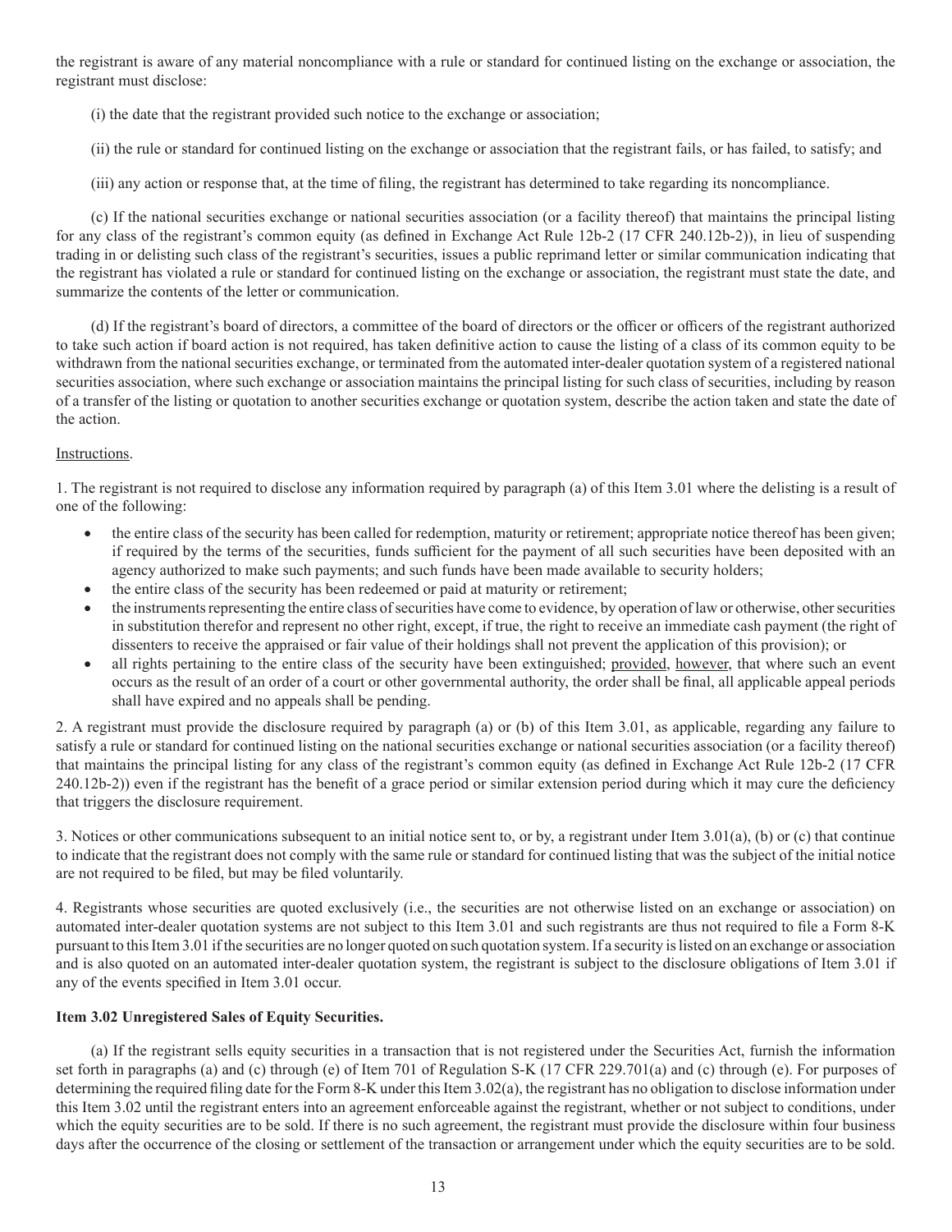the registrant is aware of any material noncompliance with a rule or standard for continued listing on the exchange or association, the registrant must disclose:

(i) the date that the registrant provided such notice to the exchange or association;

(ii) the rule or standard for continued listing on the exchange or association that the registrant fails, or has failed, to satisfy; and

(iii) any action or response that, at the time of filing, the registrant has determined to take regarding its noncompliance.

(c) If the national securities exchange or national securities association (or a facility thereof) that maintains the principal listing for any class of the registrant's common equity (as defined in Exchange Act Rule 12b-2 (17 CFR 240.12b-2)), in lieu of suspending trading in or delisting such class of the registrant's securities, issues a public reprimand letter or similar communication indicating that the registrant has violated a rule or standard for continued listing on the exchange or association, the registrant must state the date, and summarize the contents of the letter or communication.

(d) If the registrant's board of directors, a committee of the board of directors or the officer or officers of the registrant authorized to take such action if board action is not required, has taken definitive action to cause the listing of a class of its common equity to be withdrawn from the national securities exchange, or terminated from the automated inter-dealer quotation system of a registered national securities association, where such exchange or association maintains the principal listing for such class of securities, including by reason of a transfer of the listing or quotation to another securities exchange or quotation system, describe the action taken and state the date of the action.

Instructions.

1. The registrant is not required to disclose any information required by paragraph (a) of this Item 3.01 where the delisting is a result of one of the following:

- the entire class of the security has been called for redemption, maturity or retirement; appropriate notice thereof has been given; if required by the terms of the securities, funds sufficient for the payment of all such securities have been deposited with an agency authorized to make such payments; and such funds have been made available to security holders;
- the entire class of the security has been redeemed or paid at maturity or retirement;
- the instruments representing the entire class of securities have come to evidence, by operation of law or otherwise, other securities in substitution therefor and represent no other right, except, if true, the right to receive an immediate cash payment (the right of dissenters to receive the appraised or fair value of their holdings shall not prevent the application of this provision); or
- all rights pertaining to the entire class of the security have been extinguished; provided, however, that where such an event occurs as the result of an order of a court or other governmental authority, the order shall be final, all applicable appeal periods shall have expired and no appeals shall be pending.

2. A registrant must provide the disclosure required by paragraph (a) or (b) of this Item 3.01, as applicable, regarding any failure to satisfy a rule or standard for continued listing on the national securities exchange or national securities association (or a facility thereof) that maintains the principal listing for any class of the registrant's common equity (as defined in Exchange Act Rule 12b-2 (17 CFR 240.12b-2)) even if the registrant has the benefit of a grace period or similar extension period during which it may cure the deficiency that triggers the disclosure requirement.

3. Notices or other communications subsequent to an initial notice sent to, or by, a registrant under Item 3.01(a), (b) or (c) that continue to indicate that the registrant does not comply with the same rule or standard for continued listing that was the subject of the initial notice are not required to be filed, but may be filed voluntarily.

4. Registrants whose securities are quoted exclusively (i.e., the securities are not otherwise listed on an exchange or association) on automated inter-dealer quotation systems are not subject to this Item 3.01 and such registrants are thus not required to file a Form 8-K pursuant to this Item 3.01 if the securities are no longer quoted on such quotation system. If a security is listed on an exchange or association and is also quoted on an automated inter-dealer quotation system, the registrant is subject to the disclosure obligations of Item 3.01 if any of the events specified in Item 3.01 occur.

**Item 3.02 Unregistered Sales of Equity Securities.**

(a) If the registrant sells equity securities in a transaction that is not registered under the Securities Act, furnish the information set forth in paragraphs (a) and (c) through (e) of Item 701 of Regulation S-K (17 CFR 229.701(a) and (c) through (e). For purposes of determining the required filing date for the Form 8-K under this Item 3.02(a), the registrant has no obligation to disclose information under this Item 3.02 until the registrant enters into an agreement enforceable against the registrant, whether or not subject to conditions, under which the equity securities are to be sold. If there is no such agreement, the registrant must provide the disclosure within four business days after the occurrence of the closing or settlement of the transaction or arrangement under which the equity securities are to be sold.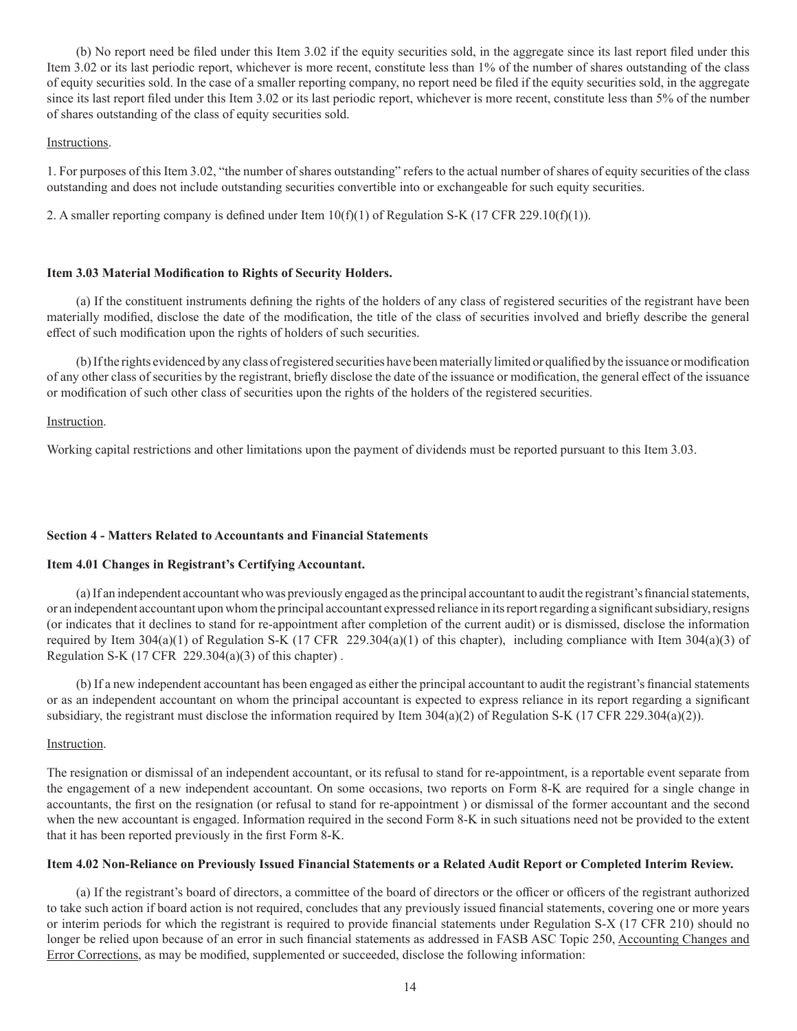(b) No report need be filed under this Item 3.02 if the equity securities sold, in the aggregate since its last report filed under this Item 3.02 or its last periodic report, whichever is more recent, constitute less than 1% of the number of shares outstanding of the class of equity securities sold. In the case of a smaller reporting company, no report need be filed if the equity securities sold, in the aggregate since its last report filed under this Item 3.02 or its last periodic report, whichever is more recent, constitute less than 5% of the number of shares outstanding of the class of equity securities sold.

Instructions.

1. For purposes of this Item 3.02, "the number of shares outstanding" refers to the actual number of shares of equity securities of the class outstanding and does not include outstanding securities convertible into or exchangeable for such equity securities.

2. A smaller reporting company is defined under Item 10(f)(1) of Regulation S-K (17 CFR 229.10(f)(1)).

**Item 3.03 Material Modification to Rights of Security Holders.**

(a) If the constituent instruments defining the rights of the holders of any class of registered securities of the registrant have been materially modified, disclose the date of the modification, the title of the class of securities involved and briefly describe the general effect of such modification upon the rights of holders of such securities.

(b) If the rights evidenced by any class of registered securities have been materially limited or qualified by the issuance or modification of any other class of securities by the registrant, briefly disclose the date of the issuance or modification, the general effect of the issuance or modification of such other class of securities upon the rights of the holders of the registered securities.

Instruction.

Working capital restrictions and other limitations upon the payment of dividends must be reported pursuant to this Item 3.03.

**Section 4 - Matters Related to Accountants and Financial Statements**

**Item 4.01 Changes in Registrant's Certifying Accountant.**

(a) If an independent accountant who was previously engaged as the principal accountant to audit the registrant's financial statements, or an independent accountant upon whom the principal accountant expressed reliance in its report regarding a significant subsidiary, resigns (or indicates that it declines to stand for re-appointment after completion of the current audit) or is dismissed, disclose the information required by Item 304(a)(1) of Regulation S-K (17 CFR 229.304(a)(1) of this chapter), including compliance with Item 304(a)(3) of Regulation S-K (17 CFR 229.304(a)(3) of this chapter) .

(b) If a new independent accountant has been engaged as either the principal accountant to audit the registrant's financial statements or as an independent accountant on whom the principal accountant is expected to express reliance in its report regarding a significant subsidiary, the registrant must disclose the information required by Item 304(a)(2) of Regulation S-K (17 CFR 229.304(a)(2)).

Instruction.

The resignation or dismissal of an independent accountant, or its refusal to stand for re-appointment, is a reportable event separate from the engagement of a new independent accountant. On some occasions, two reports on Form 8-K are required for a single change in accountants, the first on the resignation (or refusal to stand for re-appointment ) or dismissal of the former accountant and the second when the new accountant is engaged. Information required in the second Form 8-K in such situations need not be provided to the extent that it has been reported previously in the first Form 8-K.

**Item 4.02 Non-Reliance on Previously Issued Financial Statements or a Related Audit Report or Completed Interim Review.**

(a) If the registrant's board of directors, a committee of the board of directors or the officer or officers of the registrant authorized to take such action if board action is not required, concludes that any previously issued financial statements, covering one or more years or interim periods for which the registrant is required to provide financial statements under Regulation S-X (17 CFR 210) should no longer be relied upon because of an error in such financial statements as addressed in FASB ASC Topic 250, Accounting Changes and Error Corrections, as may be modified, supplemented or succeeded, disclose the following information: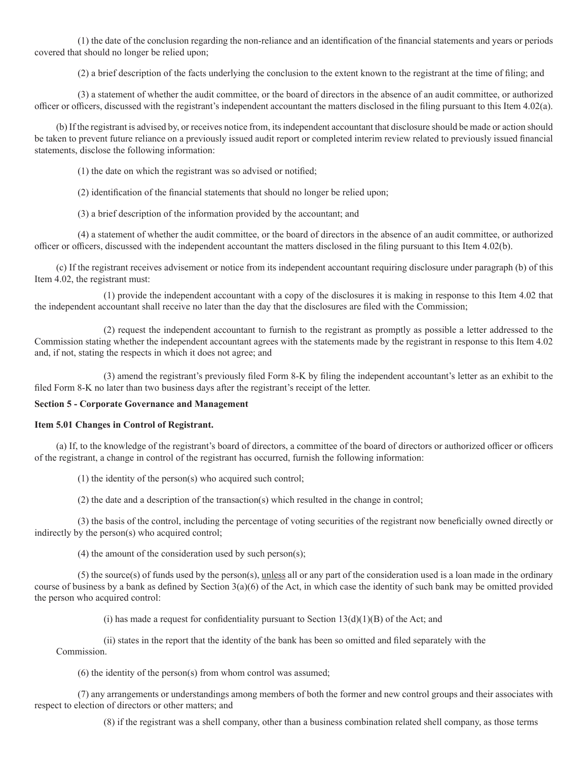(1) the date of the conclusion regarding the non-reliance and an identification of the financial statements and years or periods covered that should no longer be relied upon;

(2) a brief description of the facts underlying the conclusion to the extent known to the registrant at the time of filing; and

(3) a statement of whether the audit committee, or the board of directors in the absence of an audit committee, or authorized officer or officers, discussed with the registrant's independent accountant the matters disclosed in the filing pursuant to this Item 4.02(a).

(b) If the registrant is advised by, or receives notice from, its independent accountant that disclosure should be made or action should be taken to prevent future reliance on a previously issued audit report or completed interim review related to previously issued financial statements, disclose the following information:

(1) the date on which the registrant was so advised or notified;

(2) identification of the financial statements that should no longer be relied upon;

(3) a brief description of the information provided by the accountant; and

(4) a statement of whether the audit committee, or the board of directors in the absence of an audit committee, or authorized officer or officers, discussed with the independent accountant the matters disclosed in the filing pursuant to this Item 4.02(b).

(c) If the registrant receives advisement or notice from its independent accountant requiring disclosure under paragraph (b) of this Item 4.02, the registrant must:

(1) provide the independent accountant with a copy of the disclosures it is making in response to this Item 4.02 that the independent accountant shall receive no later than the day that the disclosures are filed with the Commission;

(2) request the independent accountant to furnish to the registrant as promptly as possible a letter addressed to the Commission stating whether the independent accountant agrees with the statements made by the registrant in response to this Item 4.02 and, if not, stating the respects in which it does not agree; and

(3) amend the registrant's previously filed Form 8-K by filing the independent accountant's letter as an exhibit to the filed Form 8-K no later than two business days after the registrant's receipt of the letter.

**Section 5 - Corporate Governance and Management**

**Item 5.01 Changes in Control of Registrant.**

(a) If, to the knowledge of the registrant's board of directors, a committee of the board of directors or authorized officer or officers of the registrant, a change in control of the registrant has occurred, furnish the following information:

(1) the identity of the person(s) who acquired such control;

(2) the date and a description of the transaction(s) which resulted in the change in control;

(3) the basis of the control, including the percentage of voting securities of the registrant now beneficially owned directly or indirectly by the person(s) who acquired control;

(4) the amount of the consideration used by such person(s);

(5) the source(s) of funds used by the person(s), unless all or any part of the consideration used is a loan made in the ordinary course of business by a bank as defined by Section 3(a)(6) of the Act, in which case the identity of such bank may be omitted provided the person who acquired control:

(i) has made a request for confidentiality pursuant to Section 13(d)(1)(B) of the Act; and

(ii) states in the report that the identity of the bank has been so omitted and filed separately with the Commission.

(6) the identity of the person(s) from whom control was assumed;

(7) any arrangements or understandings among members of both the former and new control groups and their associates with respect to election of directors or other matters; and

(8) if the registrant was a shell company, other than a business combination related shell company, as those terms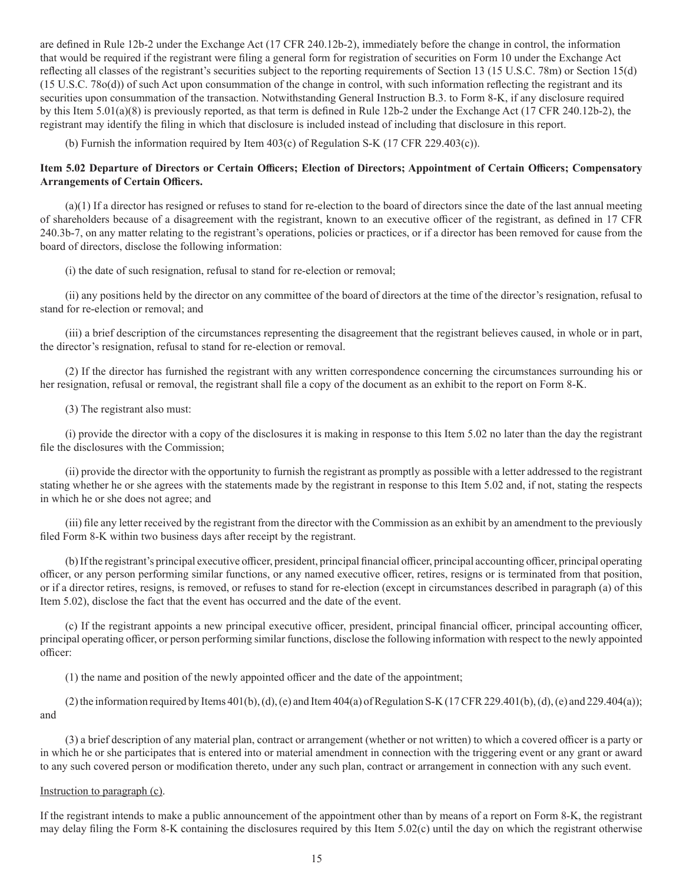are defined in Rule 12b-2 under the Exchange Act (17 CFR 240.12b-2), immediately before the change in control, the information that would be required if the registrant were filing a general form for registration of securities on Form 10 under the Exchange Act reflecting all classes of the registrant's securities subject to the reporting requirements of Section 13 (15 U.S.C. 78m) or Section 15(d) (15 U.S.C. 78o(d)) of such Act upon consummation of the change in control, with such information reflecting the registrant and its securities upon consummation of the transaction. Notwithstanding General Instruction B.3. to Form 8-K, if any disclosure required by this Item 5.01(a)(8) is previously reported, as that term is defined in Rule 12b-2 under the Exchange Act (17 CFR 240.12b-2), the registrant may identify the filing in which that disclosure is included instead of including that disclosure in this report.

(b) Furnish the information required by Item 403(c) of Regulation S-K (17 CFR 229.403(c)).

**Item 5.02 Departure of Directors or Certain Officers; Election of Directors; Appointment of Certain Officers; Compensatory Arrangements of Certain Officers.**

(a)(1) If a director has resigned or refuses to stand for re-election to the board of directors since the date of the last annual meeting of shareholders because of a disagreement with the registrant, known to an executive officer of the registrant, as defined in 17 CFR 240.3b-7, on any matter relating to the registrant's operations, policies or practices, or if a director has been removed for cause from the board of directors, disclose the following information:

(i) the date of such resignation, refusal to stand for re-election or removal;

(ii) any positions held by the director on any committee of the board of directors at the time of the director's resignation, refusal to stand for re-election or removal; and

(iii) a brief description of the circumstances representing the disagreement that the registrant believes caused, in whole or in part, the director's resignation, refusal to stand for re-election or removal.

(2) If the director has furnished the registrant with any written correspondence concerning the circumstances surrounding his or her resignation, refusal or removal, the registrant shall file a copy of the document as an exhibit to the report on Form 8-K.

(3) The registrant also must:

(i) provide the director with a copy of the disclosures it is making in response to this Item 5.02 no later than the day the registrant file the disclosures with the Commission;

(ii) provide the director with the opportunity to furnish the registrant as promptly as possible with a letter addressed to the registrant stating whether he or she agrees with the statements made by the registrant in response to this Item 5.02 and, if not, stating the respects in which he or she does not agree; and

(iii) file any letter received by the registrant from the director with the Commission as an exhibit by an amendment to the previously filed Form 8-K within two business days after receipt by the registrant.

(b) If the registrant's principal executive officer, president, principal financial officer, principal accounting officer, principal operating officer, or any person performing similar functions, or any named executive officer, retires, resigns or is terminated from that position, or if a director retires, resigns, is removed, or refuses to stand for re-election (except in circumstances described in paragraph (a) of this Item 5.02), disclose the fact that the event has occurred and the date of the event.

(c) If the registrant appoints a new principal executive officer, president, principal financial officer, principal accounting officer, principal operating officer, or person performing similar functions, disclose the following information with respect to the newly appointed officer:

(1) the name and position of the newly appointed officer and the date of the appointment;

(2) the information required by Items 401(b), (d), (e) and Item 404(a) of Regulation S-K (17 CFR 229.401(b), (d), (e) and 229.404(a)); and

(3) a brief description of any material plan, contract or arrangement (whether or not written) to which a covered officer is a party or in which he or she participates that is entered into or material amendment in connection with the triggering event or any grant or award to any such covered person or modification thereto, under any such plan, contract or arrangement in connection with any such event.

Instruction to paragraph (c).

If the registrant intends to make a public announcement of the appointment other than by means of a report on Form 8-K, the registrant may delay filing the Form 8-K containing the disclosures required by this Item 5.02(c) until the day on which the registrant otherwise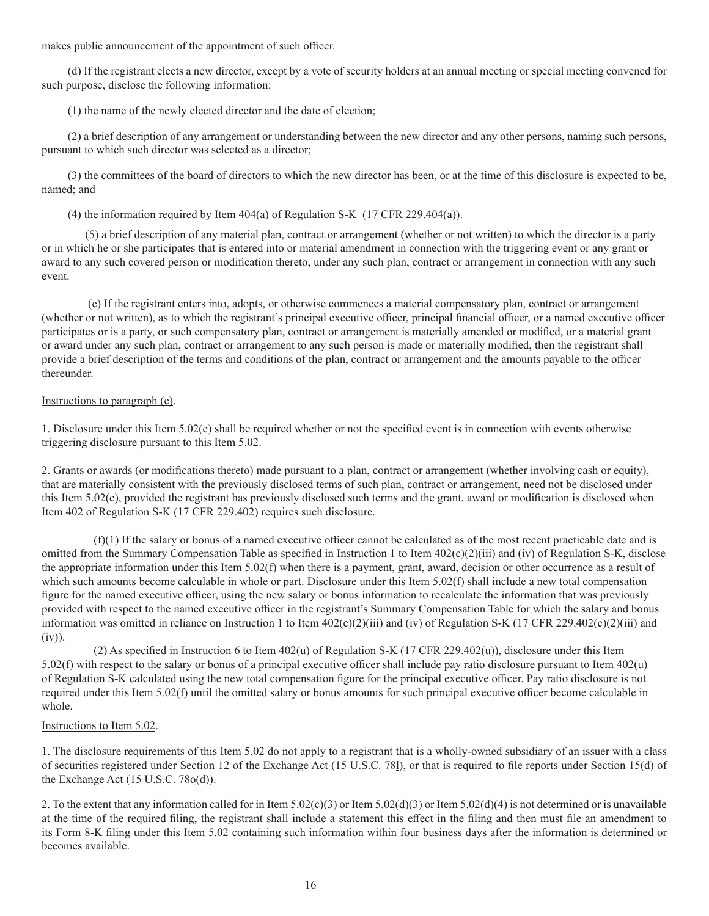makes public announcement of the appointment of such officer.

(d) If the registrant elects a new director, except by a vote of security holders at an annual meeting or special meeting convened for such purpose, disclose the following information:

(1) the name of the newly elected director and the date of election;

(2) a brief description of any arrangement or understanding between the new director and any other persons, naming such persons, pursuant to which such director was selected as a director;

(3) the committees of the board of directors to which the new director has been, or at the time of this disclosure is expected to be, named; and

(4) the information required by Item 404(a) of Regulation S-K (17 CFR 229.404(a)).

(5) a brief description of any material plan, contract or arrangement (whether or not written) to which the director is a party or in which he or she participates that is entered into or material amendment in connection with the triggering event or any grant or award to any such covered person or modification thereto, under any such plan, contract or arrangement in connection with any such event.

(e) If the registrant enters into, adopts, or otherwise commences a material compensatory plan, contract or arrangement (whether or not written), as to which the registrant's principal executive officer, principal financial officer, or a named executive officer participates or is a party, or such compensatory plan, contract or arrangement is materially amended or modified, or a material grant or award under any such plan, contract or arrangement to any such person is made or materially modified, then the registrant shall provide a brief description of the terms and conditions of the plan, contract or arrangement and the amounts payable to the officer thereunder.

Instructions to paragraph (e).

1. Disclosure under this Item 5.02(e) shall be required whether or not the specified event is in connection with events otherwise triggering disclosure pursuant to this Item 5.02.

2. Grants or awards (or modifications thereto) made pursuant to a plan, contract or arrangement (whether involving cash or equity), that are materially consistent with the previously disclosed terms of such plan, contract or arrangement, need not be disclosed under this Item 5.02(e), provided the registrant has previously disclosed such terms and the grant, award or modification is disclosed when Item 402 of Regulation S-K (17 CFR 229.402) requires such disclosure.

(f)(1) If the salary or bonus of a named executive officer cannot be calculated as of the most recent practicable date and is omitted from the Summary Compensation Table as specified in Instruction 1 to Item 402(c)(2)(iii) and (iv) of Regulation S-K, disclose the appropriate information under this Item 5.02(f) when there is a payment, grant, award, decision or other occurrence as a result of which such amounts become calculable in whole or part. Disclosure under this Item 5.02(f) shall include a new total compensation figure for the named executive officer, using the new salary or bonus information to recalculate the information that was previously provided with respect to the named executive officer in the registrant's Summary Compensation Table for which the salary and bonus information was omitted in reliance on Instruction 1 to Item 402(c)(2)(iii) and (iv) of Regulation S-K (17 CFR 229.402(c)(2)(iii) and (iv)).

(2) As specified in Instruction 6 to Item 402(u) of Regulation S-K (17 CFR 229.402(u)), disclosure under this Item 5.02(f) with respect to the salary or bonus of a principal executive officer shall include pay ratio disclosure pursuant to Item 402(u) of Regulation S-K calculated using the new total compensation figure for the principal executive officer. Pay ratio disclosure is not required under this Item 5.02(f) until the omitted salary or bonus amounts for such principal executive officer become calculable in whole.

Instructions to Item 5.02.

1. The disclosure requirements of this Item 5.02 do not apply to a registrant that is a wholly-owned subsidiary of an issuer with a class of securities registered under Section 12 of the Exchange Act (15 U.S.C. 78l), or that is required to file reports under Section 15(d) of the Exchange Act (15 U.S.C. 78o(d)).

2. To the extent that any information called for in Item 5.02(c)(3) or Item 5.02(d)(3) or Item 5.02(d)(4) is not determined or is unavailable at the time of the required filing, the registrant shall include a statement this effect in the filing and then must file an amendment to its Form 8-K filing under this Item 5.02 containing such information within four business days after the information is determined or becomes available.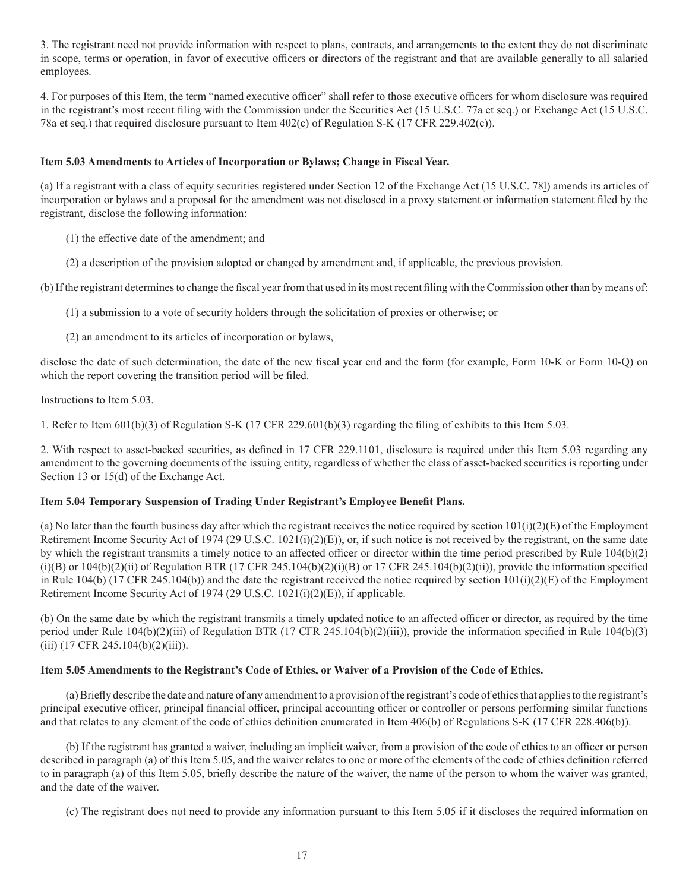3. The registrant need not provide information with respect to plans, contracts, and arrangements to the extent they do not discriminate in scope, terms or operation, in favor of executive officers or directors of the registrant and that are available generally to all salaried employees.

4. For purposes of this Item, the term "named executive officer" shall refer to those executive officers for whom disclosure was required in the registrant's most recent filing with the Commission under the Securities Act (15 U.S.C. 77a et seq.) or Exchange Act (15 U.S.C. 78a et seq.) that required disclosure pursuant to Item 402(c) of Regulation S-K (17 CFR 229.402(c)).

**Item 5.03 Amendments to Articles of Incorporation or Bylaws; Change in Fiscal Year.**

(a) If a registrant with a class of equity securities registered under Section 12 of the Exchange Act (15 U.S.C. 78l) amends its articles of incorporation or bylaws and a proposal for the amendment was not disclosed in a proxy statement or information statement filed by the registrant, disclose the following information:

(1) the effective date of the amendment; and

(2) a description of the provision adopted or changed by amendment and, if applicable, the previous provision.

(b) If the registrant determines to change the fiscal year from that used in its most recent filing with the Commission other than by means of:

(1) a submission to a vote of security holders through the solicitation of proxies or otherwise; or

(2) an amendment to its articles of incorporation or bylaws,

disclose the date of such determination, the date of the new fiscal year end and the form (for example, Form 10-K or Form 10-Q) on which the report covering the transition period will be filed.

Instructions to Item 5.03.

1. Refer to Item 601(b)(3) of Regulation S-K (17 CFR 229.601(b)(3) regarding the filing of exhibits to this Item 5.03.

2. With respect to asset-backed securities, as defined in 17 CFR 229.1101, disclosure is required under this Item 5.03 regarding any amendment to the governing documents of the issuing entity, regardless of whether the class of asset-backed securities is reporting under Section 13 or 15(d) of the Exchange Act.

**Item 5.04 Temporary Suspension of Trading Under Registrant's Employee Benefit Plans.**

(a) No later than the fourth business day after which the registrant receives the notice required by section 101(i)(2)(E) of the Employment Retirement Income Security Act of 1974 (29 U.S.C. 1021(i)(2)(E)), or, if such notice is not received by the registrant, on the same date by which the registrant transmits a timely notice to an affected officer or director within the time period prescribed by Rule 104(b)(2)(i)(B) or 104(b)(2)(ii) of Regulation BTR (17 CFR 245.104(b)(2)(i)(B) or 17 CFR 245.104(b)(2)(ii)), provide the information specified in Rule 104(b) (17 CFR 245.104(b)) and the date the registrant received the notice required by section 101(i)(2)(E) of the Employment Retirement Income Security Act of 1974 (29 U.S.C. 1021(i)(2)(E)), if applicable.

(b) On the same date by which the registrant transmits a timely updated notice to an affected officer or director, as required by the time period under Rule 104(b)(2)(iii) of Regulation BTR (17 CFR 245.104(b)(2)(iii)), provide the information specified in Rule 104(b)(3)(iii) (17 CFR 245.104(b)(2)(iii)).

**Item 5.05 Amendments to the Registrant's Code of Ethics, or Waiver of a Provision of the Code of Ethics.**

(a) Briefly describe the date and nature of any amendment to a provision of the registrant's code of ethics that applies to the registrant's principal executive officer, principal financial officer, principal accounting officer or controller or persons performing similar functions and that relates to any element of the code of ethics definition enumerated in Item 406(b) of Regulations S-K (17 CFR 228.406(b)).

(b) If the registrant has granted a waiver, including an implicit waiver, from a provision of the code of ethics to an officer or person described in paragraph (a) of this Item 5.05, and the waiver relates to one or more of the elements of the code of ethics definition referred to in paragraph (a) of this Item 5.05, briefly describe the nature of the waiver, the name of the person to whom the waiver was granted, and the date of the waiver.

(c) The registrant does not need to provide any information pursuant to this Item 5.05 if it discloses the required information on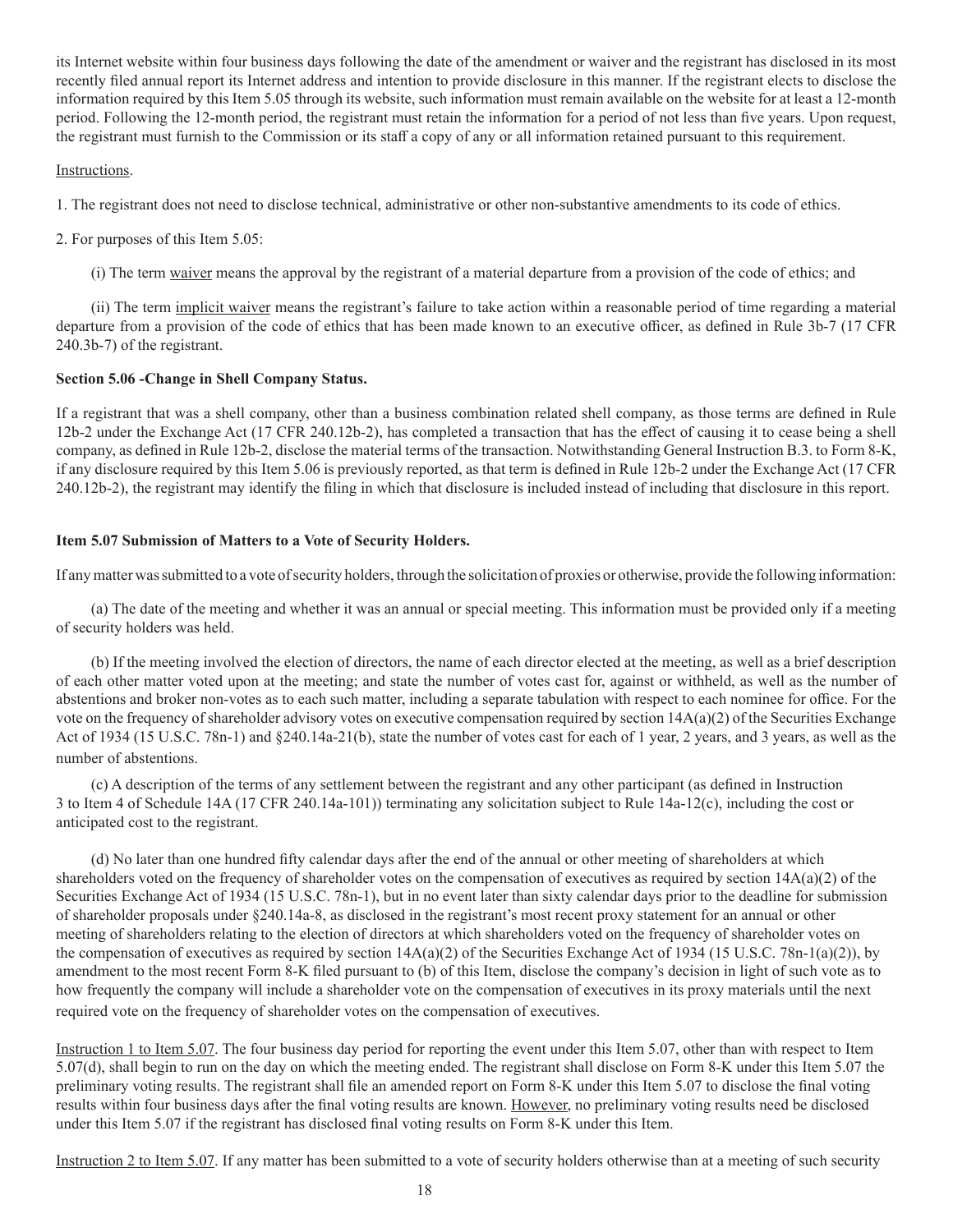its Internet website within four business days following the date of the amendment or waiver and the registrant has disclosed in its most recently filed annual report its Internet address and intention to provide disclosure in this manner. If the registrant elects to disclose the information required by this Item 5.05 through its website, such information must remain available on the website for at least a 12-month period. Following the 12-month period, the registrant must retain the information for a period of not less than five years. Upon request, the registrant must furnish to the Commission or its staff a copy of any or all information retained pursuant to this requirement.

Instructions.

1. The registrant does not need to disclose technical, administrative or other non-substantive amendments to its code of ethics.

2. For purposes of this Item 5.05:

(i) The term waiver means the approval by the registrant of a material departure from a provision of the code of ethics; and

(ii) The term implicit waiver means the registrant's failure to take action within a reasonable period of time regarding a material departure from a provision of the code of ethics that has been made known to an executive officer, as defined in Rule 3b-7 (17 CFR 240.3b-7) of the registrant.

**Section 5.06 -Change in Shell Company Status.**

If a registrant that was a shell company, other than a business combination related shell company, as those terms are defined in Rule 12b-2 under the Exchange Act (17 CFR 240.12b-2), has completed a transaction that has the effect of causing it to cease being a shell company, as defined in Rule 12b-2, disclose the material terms of the transaction. Notwithstanding General Instruction B.3. to Form 8-K, if any disclosure required by this Item 5.06 is previously reported, as that term is defined in Rule 12b-2 under the Exchange Act (17 CFR 240.12b-2), the registrant may identify the filing in which that disclosure is included instead of including that disclosure in this report.

**Item 5.07 Submission of Matters to a Vote of Security Holders.**

If any matter was submitted to a vote of security holders, through the solicitation of proxies or otherwise, provide the following information:

(a) The date of the meeting and whether it was an annual or special meeting. This information must be provided only if a meeting of security holders was held.

(b) If the meeting involved the election of directors, the name of each director elected at the meeting, as well as a brief description of each other matter voted upon at the meeting; and state the number of votes cast for, against or withheld, as well as the number of abstentions and broker non-votes as to each such matter, including a separate tabulation with respect to each nominee for office. For the vote on the frequency of shareholder advisory votes on executive compensation required by section 14A(a)(2) of the Securities Exchange Act of 1934 (15 U.S.C. 78n-1) and §240.14a-21(b), state the number of votes cast for each of 1 year, 2 years, and 3 years, as well as the number of abstentions.

(c) A description of the terms of any settlement between the registrant and any other participant (as defined in Instruction 3 to Item 4 of Schedule 14A (17 CFR 240.14a-101)) terminating any solicitation subject to Rule 14a-12(c), including the cost or anticipated cost to the registrant.

(d) No later than one hundred fifty calendar days after the end of the annual or other meeting of shareholders at which shareholders voted on the frequency of shareholder votes on the compensation of executives as required by section 14A(a)(2) of the Securities Exchange Act of 1934 (15 U.S.C. 78n-1), but in no event later than sixty calendar days prior to the deadline for submission of shareholder proposals under §240.14a-8, as disclosed in the registrant's most recent proxy statement for an annual or other meeting of shareholders relating to the election of directors at which shareholders voted on the frequency of shareholder votes on the compensation of executives as required by section 14A(a)(2) of the Securities Exchange Act of 1934 (15 U.S.C. 78n-1(a)(2)), by amendment to the most recent Form 8-K filed pursuant to (b) of this Item, disclose the company's decision in light of such vote as to how frequently the company will include a shareholder vote on the compensation of executives in its proxy materials until the next required vote on the frequency of shareholder votes on the compensation of executives.

Instruction 1 to Item 5.07. The four business day period for reporting the event under this Item 5.07, other than with respect to Item 5.07(d), shall begin to run on the day on which the meeting ended. The registrant shall disclose on Form 8-K under this Item 5.07 the preliminary voting results. The registrant shall file an amended report on Form 8-K under this Item 5.07 to disclose the final voting results within four business days after the final voting results are known. However, no preliminary voting results need be disclosed under this Item 5.07 if the registrant has disclosed final voting results on Form 8-K under this Item.

Instruction 2 to Item 5.07. If any matter has been submitted to a vote of security holders otherwise than at a meeting of such security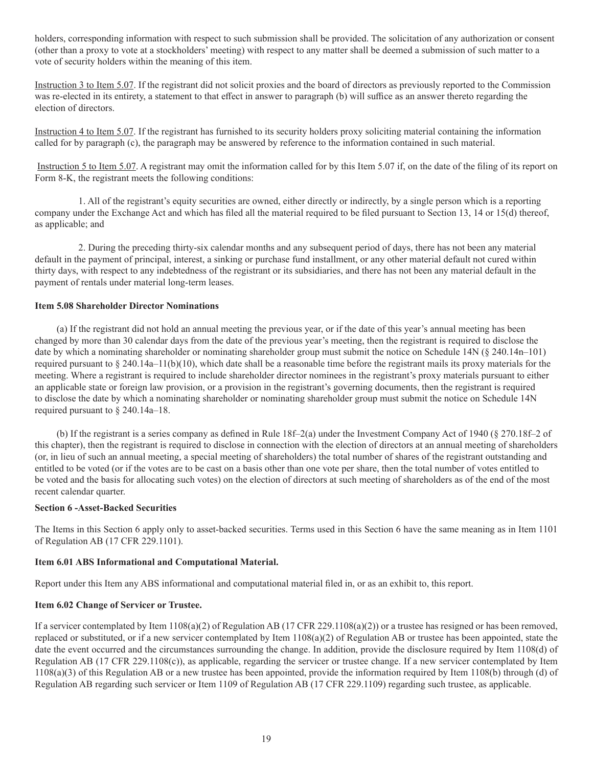holders, corresponding information with respect to such submission shall be provided. The solicitation of any authorization or consent (other than a proxy to vote at a stockholders' meeting) with respect to any matter shall be deemed a submission of such matter to a vote of security holders within the meaning of this item.

Instruction 3 to Item 5.07. If the registrant did not solicit proxies and the board of directors as previously reported to the Commission was re-elected in its entirety, a statement to that effect in answer to paragraph (b) will suffice as an answer thereto regarding the election of directors.

Instruction 4 to Item 5.07. If the registrant has furnished to its security holders proxy soliciting material containing the information called for by paragraph (c), the paragraph may be answered by reference to the information contained in such material.

Instruction 5 to Item 5.07. A registrant may omit the information called for by this Item 5.07 if, on the date of the filing of its report on Form 8-K, the registrant meets the following conditions:

1. All of the registrant's equity securities are owned, either directly or indirectly, by a single person which is a reporting company under the Exchange Act and which has filed all the material required to be filed pursuant to Section 13, 14 or 15(d) thereof, as applicable; and

2. During the preceding thirty-six calendar months and any subsequent period of days, there has not been any material default in the payment of principal, interest, a sinking or purchase fund installment, or any other material default not cured within thirty days, with respect to any indebtedness of the registrant or its subsidiaries, and there has not been any material default in the payment of rentals under material long-term leases.

**Item 5.08 Shareholder Director Nominations**

(a) If the registrant did not hold an annual meeting the previous year, or if the date of this year's annual meeting has been changed by more than 30 calendar days from the date of the previous year's meeting, then the registrant is required to disclose the date by which a nominating shareholder or nominating shareholder group must submit the notice on Schedule 14N (§ 240.14n–101) required pursuant to § 240.14a–11(b)(10), which date shall be a reasonable time before the registrant mails its proxy materials for the meeting. Where a registrant is required to include shareholder director nominees in the registrant's proxy materials pursuant to either an applicable state or foreign law provision, or a provision in the registrant's governing documents, then the registrant is required to disclose the date by which a nominating shareholder or nominating shareholder group must submit the notice on Schedule 14N required pursuant to § 240.14a–18.

(b) If the registrant is a series company as defined in Rule 18f–2(a) under the Investment Company Act of 1940 (§ 270.18f–2 of this chapter), then the registrant is required to disclose in connection with the election of directors at an annual meeting of shareholders (or, in lieu of such an annual meeting, a special meeting of shareholders) the total number of shares of the registrant outstanding and entitled to be voted (or if the votes are to be cast on a basis other than one vote per share, then the total number of votes entitled to be voted and the basis for allocating such votes) on the election of directors at such meeting of shareholders as of the end of the most recent calendar quarter.

**Section 6 -Asset-Backed Securities**

The Items in this Section 6 apply only to asset-backed securities. Terms used in this Section 6 have the same meaning as in Item 1101 of Regulation AB (17 CFR 229.1101).

**Item 6.01 ABS Informational and Computational Material.**

Report under this Item any ABS informational and computational material filed in, or as an exhibit to, this report.

**Item 6.02 Change of Servicer or Trustee.**

If a servicer contemplated by Item 1108(a)(2) of Regulation AB (17 CFR 229.1108(a)(2)) or a trustee has resigned or has been removed, replaced or substituted, or if a new servicer contemplated by Item 1108(a)(2) of Regulation AB or trustee has been appointed, state the date the event occurred and the circumstances surrounding the change. In addition, provide the disclosure required by Item 1108(d) of Regulation AB (17 CFR 229.1108(c)), as applicable, regarding the servicer or trustee change. If a new servicer contemplated by Item 1108(a)(3) of this Regulation AB or a new trustee has been appointed, provide the information required by Item 1108(b) through (d) of Regulation AB regarding such servicer or Item 1109 of Regulation AB (17 CFR 229.1109) regarding such trustee, as applicable.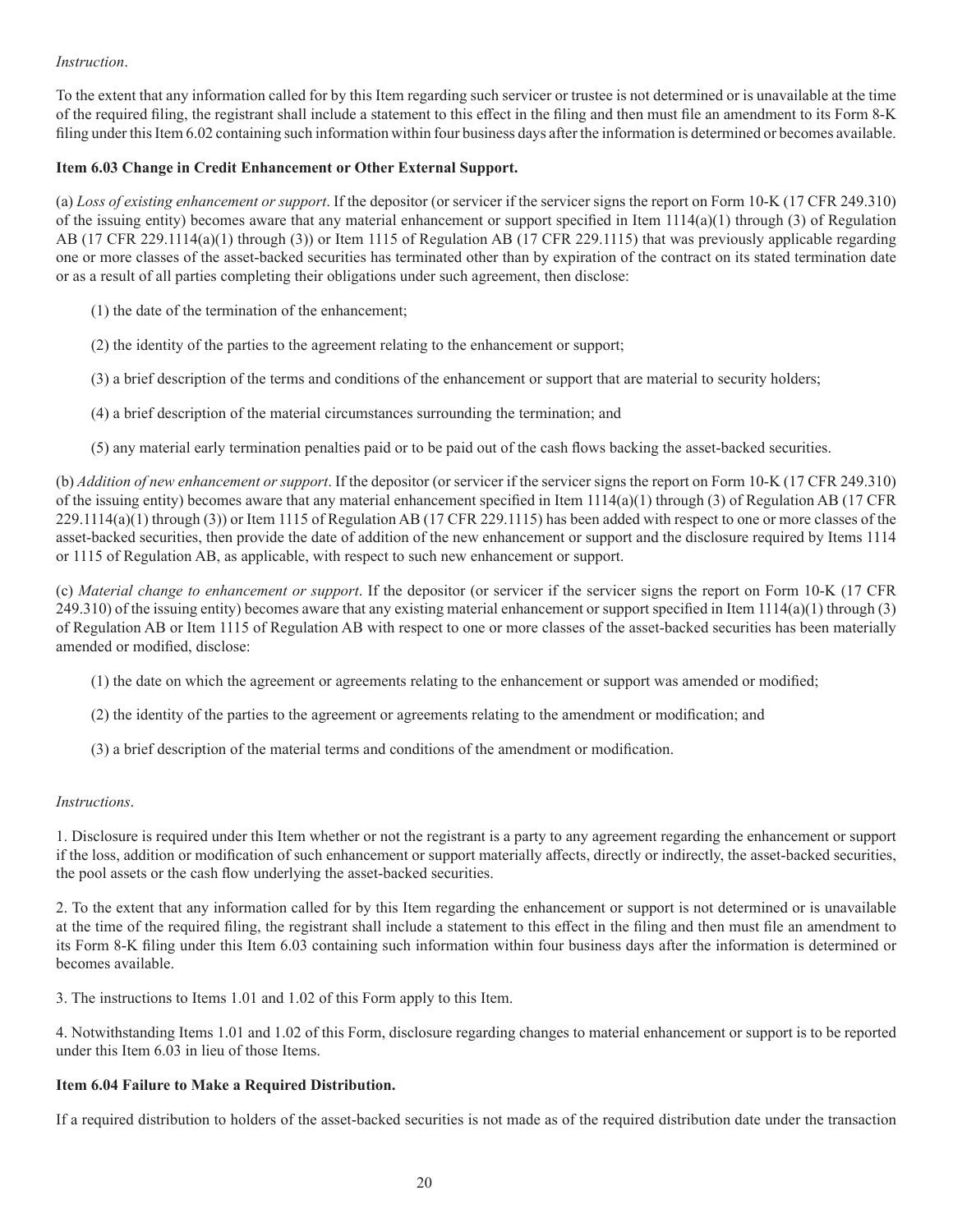*Instruction*.

To the extent that any information called for by this Item regarding such servicer or trustee is not determined or is unavailable at the time of the required filing, the registrant shall include a statement to this effect in the filing and then must file an amendment to its Form 8-K filing under this Item 6.02 containing such information within four business days after the information is determined or becomes available.

**Item 6.03 Change in Credit Enhancement or Other External Support.**

(a) *Loss of existing enhancement or support*. If the depositor (or servicer if the servicer signs the report on Form 10-K (17 CFR 249.310) of the issuing entity) becomes aware that any material enhancement or support specified in Item 1114(a)(1) through (3) of Regulation AB (17 CFR 229.1114(a)(1) through (3)) or Item 1115 of Regulation AB (17 CFR 229.1115) that was previously applicable regarding one or more classes of the asset-backed securities has terminated other than by expiration of the contract on its stated termination date or as a result of all parties completing their obligations under such agreement, then disclose:

(1) the date of the termination of the enhancement;

(2) the identity of the parties to the agreement relating to the enhancement or support;

(3) a brief description of the terms and conditions of the enhancement or support that are material to security holders;

(4) a brief description of the material circumstances surrounding the termination; and

(5) any material early termination penalties paid or to be paid out of the cash flows backing the asset-backed securities.

(b) *Addition of new enhancement or support*. If the depositor (or servicer if the servicer signs the report on Form 10-K (17 CFR 249.310) of the issuing entity) becomes aware that any material enhancement specified in Item 1114(a)(1) through (3) of Regulation AB (17 CFR 229.1114(a)(1) through (3)) or Item 1115 of Regulation AB (17 CFR 229.1115) has been added with respect to one or more classes of the asset-backed securities, then provide the date of addition of the new enhancement or support and the disclosure required by Items 1114 or 1115 of Regulation AB, as applicable, with respect to such new enhancement or support.

(c) *Material change to enhancement or support*. If the depositor (or servicer if the servicer signs the report on Form 10-K (17 CFR 249.310) of the issuing entity) becomes aware that any existing material enhancement or support specified in Item 1114(a)(1) through (3) of Regulation AB or Item 1115 of Regulation AB with respect to one or more classes of the asset-backed securities has been materially amended or modified, disclose:

(1) the date on which the agreement or agreements relating to the enhancement or support was amended or modified;

(2) the identity of the parties to the agreement or agreements relating to the amendment or modification; and

(3) a brief description of the material terms and conditions of the amendment or modification.

*Instructions*.

1. Disclosure is required under this Item whether or not the registrant is a party to any agreement regarding the enhancement or support if the loss, addition or modification of such enhancement or support materially affects, directly or indirectly, the asset-backed securities, the pool assets or the cash flow underlying the asset-backed securities.

2. To the extent that any information called for by this Item regarding the enhancement or support is not determined or is unavailable at the time of the required filing, the registrant shall include a statement to this effect in the filing and then must file an amendment to its Form 8-K filing under this Item 6.03 containing such information within four business days after the information is determined or becomes available.

3. The instructions to Items 1.01 and 1.02 of this Form apply to this Item.

4. Notwithstanding Items 1.01 and 1.02 of this Form, disclosure regarding changes to material enhancement or support is to be reported under this Item 6.03 in lieu of those Items.

**Item 6.04 Failure to Make a Required Distribution.**

If a required distribution to holders of the asset-backed securities is not made as of the required distribution date under the transaction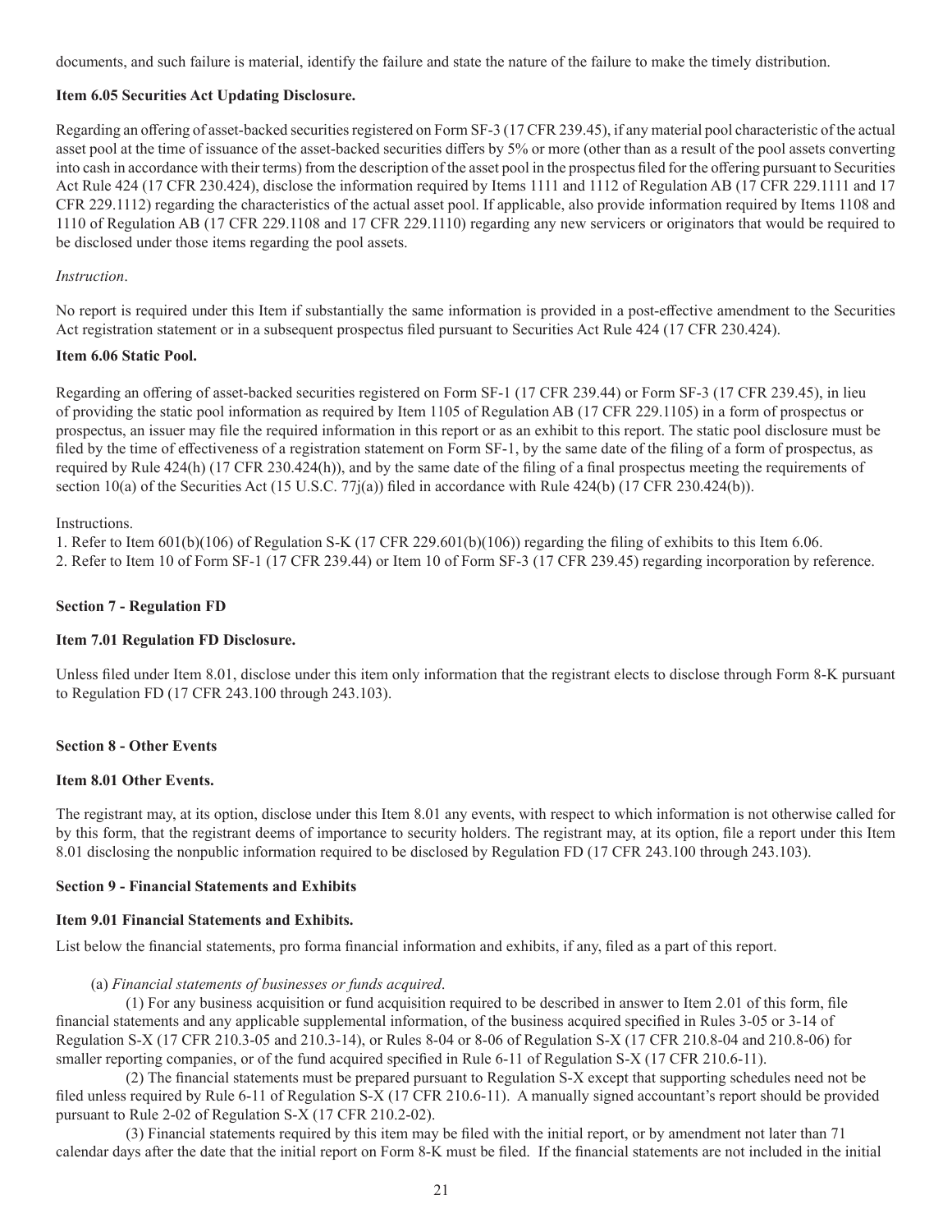documents, and such failure is material, identify the failure and state the nature of the failure to make the timely distribution.

**Item 6.05 Securities Act Updating Disclosure.**

Regarding an offering of asset-backed securities registered on Form SF-3 (17 CFR 239.45), if any material pool characteristic of the actual asset pool at the time of issuance of the asset-backed securities differs by 5% or more (other than as a result of the pool assets converting into cash in accordance with their terms) from the description of the asset pool in the prospectus filed for the offering pursuant to Securities Act Rule 424 (17 CFR 230.424), disclose the information required by Items 1111 and 1112 of Regulation AB (17 CFR 229.1111 and 17 CFR 229.1112) regarding the characteristics of the actual asset pool. If applicable, also provide information required by Items 1108 and 1110 of Regulation AB (17 CFR 229.1108 and 17 CFR 229.1110) regarding any new servicers or originators that would be required to be disclosed under those items regarding the pool assets.

*Instruction*.

No report is required under this Item if substantially the same information is provided in a post-effective amendment to the Securities Act registration statement or in a subsequent prospectus filed pursuant to Securities Act Rule 424 (17 CFR 230.424).

**Item 6.06 Static Pool.**

Regarding an offering of asset-backed securities registered on Form SF-1 (17 CFR 239.44) or Form SF-3 (17 CFR 239.45), in lieu of providing the static pool information as required by Item 1105 of Regulation AB (17 CFR 229.1105) in a form of prospectus or prospectus, an issuer may file the required information in this report or as an exhibit to this report. The static pool disclosure must be filed by the time of effectiveness of a registration statement on Form SF-1, by the same date of the filing of a form of prospectus, as required by Rule 424(h) (17 CFR 230.424(h)), and by the same date of the filing of a final prospectus meeting the requirements of section 10(a) of the Securities Act (15 U.S.C. 77j(a)) filed in accordance with Rule 424(b) (17 CFR 230.424(b)).

Instructions.

1. Refer to Item 601(b)(106) of Regulation S-K (17 CFR 229.601(b)(106)) regarding the filing of exhibits to this Item 6.06.
2. Refer to Item 10 of Form SF-1 (17 CFR 239.44) or Item 10 of Form SF-3 (17 CFR 239.45) regarding incorporation by reference.

**Section 7 - Regulation FD**

**Item 7.01 Regulation FD Disclosure.**

Unless filed under Item 8.01, disclose under this item only information that the registrant elects to disclose through Form 8-K pursuant to Regulation FD (17 CFR 243.100 through 243.103).

**Section 8 - Other Events**

**Item 8.01 Other Events.**

The registrant may, at its option, disclose under this Item 8.01 any events, with respect to which information is not otherwise called for by this form, that the registrant deems of importance to security holders. The registrant may, at its option, file a report under this Item 8.01 disclosing the nonpublic information required to be disclosed by Regulation FD (17 CFR 243.100 through 243.103).

**Section 9 - Financial Statements and Exhibits**

**Item 9.01 Financial Statements and Exhibits.**

List below the financial statements, pro forma financial information and exhibits, if any, filed as a part of this report.

(a) *Financial statements of businesses or funds acquired*.

(1) For any business acquisition or fund acquisition required to be described in answer to Item 2.01 of this form, file financial statements and any applicable supplemental information, of the business acquired specified in Rules 3-05 or 3-14 of Regulation S-X (17 CFR 210.3-05 and 210.3-14), or Rules 8-04 or 8-06 of Regulation S-X (17 CFR 210.8-04 and 210.8-06) for smaller reporting companies, or of the fund acquired specified in Rule 6-11 of Regulation S-X (17 CFR 210.6-11).

(2) The financial statements must be prepared pursuant to Regulation S-X except that supporting schedules need not be filed unless required by Rule 6-11 of Regulation S-X (17 CFR 210.6-11). A manually signed accountant's report should be provided pursuant to Rule 2-02 of Regulation S-X (17 CFR 210.2-02).

(3) Financial statements required by this item may be filed with the initial report, or by amendment not later than 71 calendar days after the date that the initial report on Form 8-K must be filed. If the financial statements are not included in the initial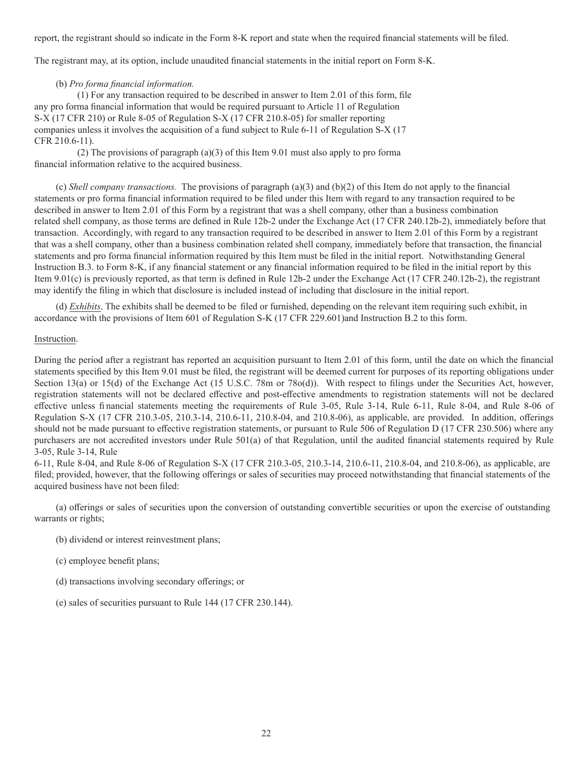report, the registrant should so indicate in the Form 8-K report and state when the required financial statements will be filed.

The registrant may, at its option, include unaudited financial statements in the initial report on Form 8-K.

(b) *Pro forma financial information.*

(1) For any transaction required to be described in answer to Item 2.01 of this form, file any pro forma financial information that would be required pursuant to Article 11 of Regulation S-X (17 CFR 210) or Rule 8-05 of Regulation S-X (17 CFR 210.8-05) for smaller reporting companies unless it involves the acquisition of a fund subject to Rule 6-11 of Regulation S-X (17 CFR 210.6-11).

(2) The provisions of paragraph (a)(3) of this Item 9.01 must also apply to pro forma financial information relative to the acquired business.

(c) *Shell company transactions.* The provisions of paragraph (a)(3) and (b)(2) of this Item do not apply to the financial statements or pro forma financial information required to be filed under this Item with regard to any transaction required to be described in answer to Item 2.01 of this Form by a registrant that was a shell company, other than a business combination related shell company, as those terms are defined in Rule 12b-2 under the Exchange Act (17 CFR 240.12b-2), immediately before that transaction. Accordingly, with regard to any transaction required to be described in answer to Item 2.01 of this Form by a registrant that was a shell company, other than a business combination related shell company, immediately before that transaction, the financial statements and pro forma financial information required by this Item must be filed in the initial report. Notwithstanding General Instruction B.3. to Form 8-K, if any financial statement or any financial information required to be filed in the initial report by this Item 9.01(c) is previously reported, as that term is defined in Rule 12b-2 under the Exchange Act (17 CFR 240.12b-2), the registrant may identify the filing in which that disclosure is included instead of including that disclosure in the initial report.

(d) *Exhibits*. The exhibits shall be deemed to be filed or furnished, depending on the relevant item requiring such exhibit, in accordance with the provisions of Item 601 of Regulation S-K (17 CFR 229.601)and Instruction B.2 to this form.

Instruction.

During the period after a registrant has reported an acquisition pursuant to Item 2.01 of this form, until the date on which the financial statements specified by this Item 9.01 must be filed, the registrant will be deemed current for purposes of its reporting obligations under Section 13(a) or 15(d) of the Exchange Act (15 U.S.C. 78m or 78o(d)). With respect to filings under the Securities Act, however, registration statements will not be declared effective and post-effective amendments to registration statements will not be declared effective unless financial statements meeting the requirements of Rule 3-05, Rule 3-14, Rule 6-11, Rule 8-04, and Rule 8-06 of Regulation S-X (17 CFR 210.3-05, 210.3-14, 210.6-11, 210.8-04, and 210.8-06), as applicable, are provided. In addition, offerings should not be made pursuant to effective registration statements, or pursuant to Rule 506 of Regulation D (17 CFR 230.506) where any purchasers are not accredited investors under Rule 501(a) of that Regulation, until the audited financial statements required by Rule 3-05, Rule 3-14, Rule 6-11, Rule 8-04, and Rule 8-06 of Regulation S-X (17 CFR 210.3-05, 210.3-14, 210.6-11, 210.8-04, and 210.8-06), as applicable, are filed; provided, however, that the following offerings or sales of securities may proceed notwithstanding that financial statements of the acquired business have not been filed:

(a) offerings or sales of securities upon the conversion of outstanding convertible securities or upon the exercise of outstanding warrants or rights;

(b) dividend or interest reinvestment plans;

(c) employee benefit plans;

(d) transactions involving secondary offerings; or

(e) sales of securities pursuant to Rule 144 (17 CFR 230.144).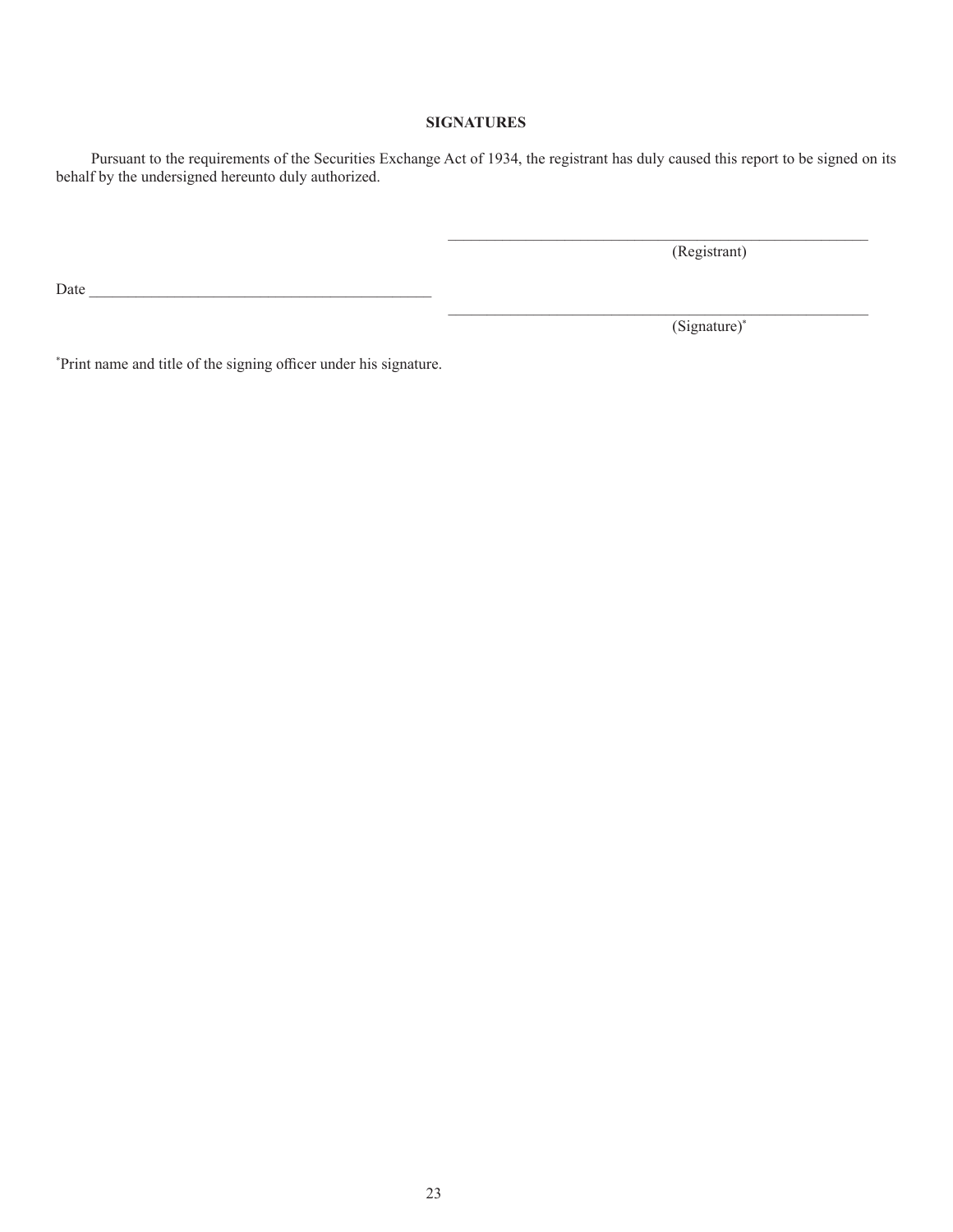## SIGNATURES

Pursuant to the requirements of the Securities Exchange Act of 1934, the registrant has duly caused this report to be signed on its behalf by the undersigned hereunto duly authorized.

\_\_\_\_\_\_\_\_\_\_\_\_\_\_\_\_\_\_\_\_\_\_\_\_\_\_\_\_\_\_\_\_\_\_\_\_\_\_\_\_\_\_\_\_\_\_\_\_\_\_\_\_\_\_\_\_
(Registrant)

Date \_\_\_\_\_\_\_\_\_\_\_\_\_\_\_\_\_\_\_\_\_\_\_\_\_\_\_\_\_\_\_\_\_\_\_\_\_\_\_\_\_\_\_\_\_\_

\_\_\_\_\_\_\_\_\_\_\_\_\_\_\_\_\_\_\_\_\_\_\_\_\_\_\_\_\_\_\_\_\_\_\_\_\_\_\_\_\_\_\_\_\_\_\_\_\_\_\_\_\_\_\_\_
(Signature)*

*Print name and title of the signing officer under his signature.